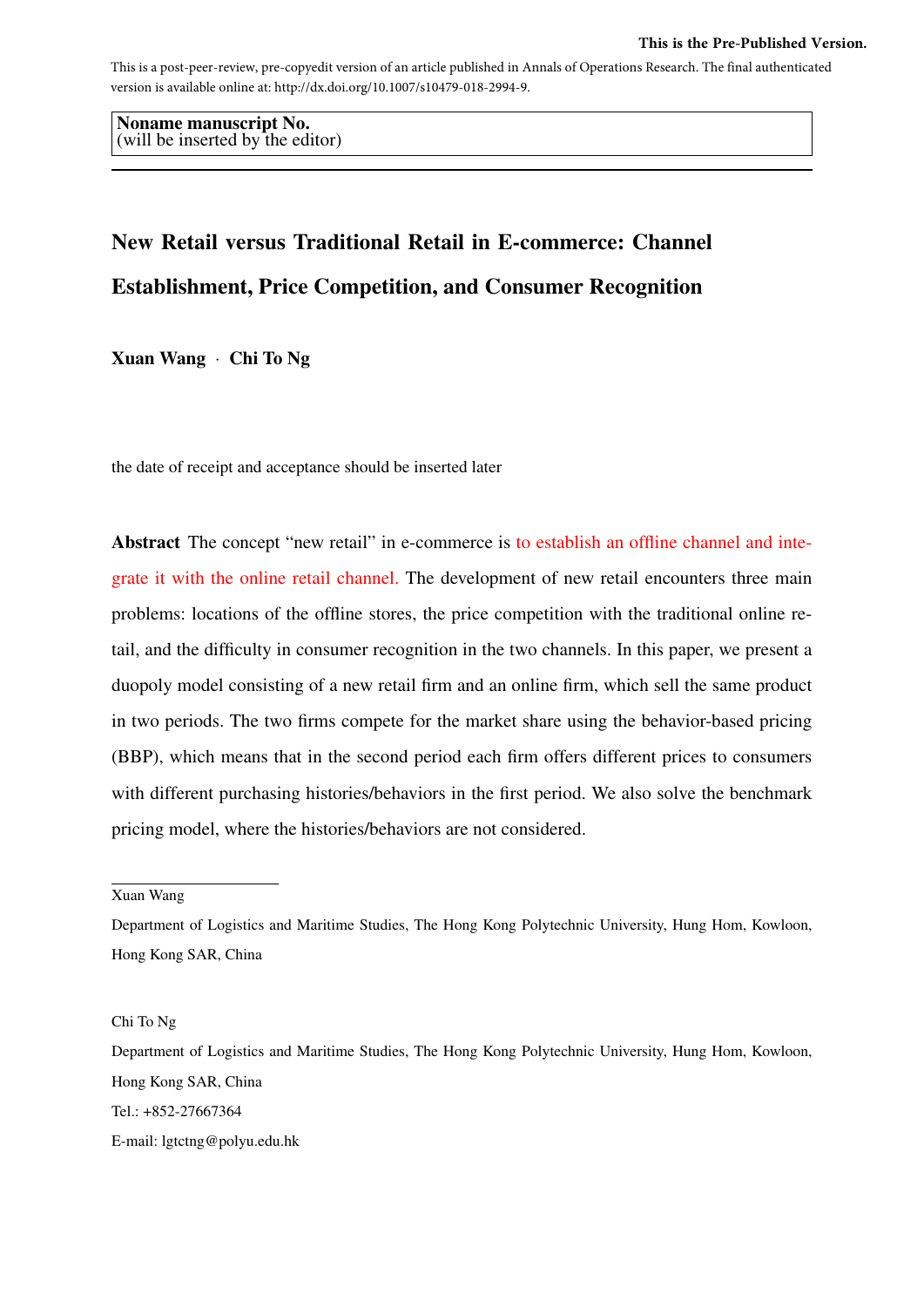This is the Pre-Published Version.

This is a post-peer-review, pre-copyedit version of an article published in Annals of Operations Research. The final authenticated version is available online at: http://dx.doi.org/10.1007/s10479-018-2994-9.

**Noname manuscript No.**
(will be inserted by the editor)

# New Retail versus Traditional Retail in E-commerce: Channel Establishment, Price Competition, and Consumer Recognition

**Xuan Wang · Chi To Ng**

the date of receipt and acceptance should be inserted later

**Abstract** The concept "new retail" in e-commerce is to establish an offline channel and integrate it with the online retail channel. The development of new retail encounters three main problems: locations of the offline stores, the price competition with the traditional online retail, and the difficulty in consumer recognition in the two channels. In this paper, we present a duopoly model consisting of a new retail firm and an online firm, which sell the same product in two periods. The two firms compete for the market share using the behavior-based pricing (BBP), which means that in the second period each firm offers different prices to consumers with different purchasing histories/behaviors in the first period. We also solve the benchmark pricing model, where the histories/behaviors are not considered.

---

Xuan Wang

Department of Logistics and Maritime Studies, The Hong Kong Polytechnic University, Hung Hom, Kowloon, Hong Kong SAR, China

Chi To Ng

Department of Logistics and Maritime Studies, The Hong Kong Polytechnic University, Hung Hom, Kowloon, Hong Kong SAR, China

Tel.: +852-27667364

E-mail: lgtctng@polyu.edu.hk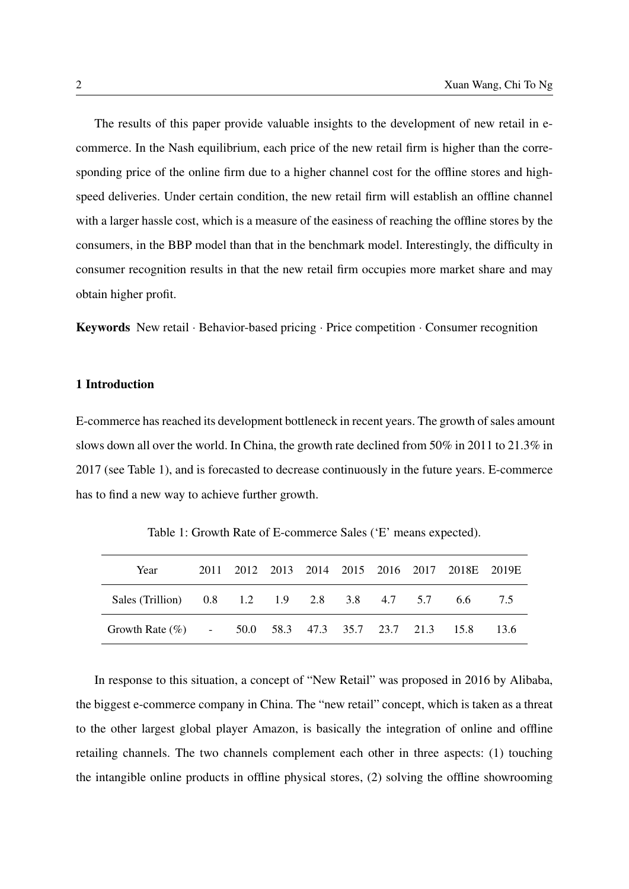The results of this paper provide valuable insights to the development of new retail in e-commerce. In the Nash equilibrium, each price of the new retail firm is higher than the corresponding price of the online firm due to a higher channel cost for the offline stores and high-speed deliveries. Under certain condition, the new retail firm will establish an offline channel with a larger hassle cost, which is a measure of the easiness of reaching the offline stores by the consumers, in the BBP model than that in the benchmark model. Interestingly, the difficulty in consumer recognition results in that the new retail firm occupies more market share and may obtain higher profit.

**Keywords** New retail · Behavior-based pricing · Price competition · Consumer recognition

## 1 Introduction

E-commerce has reached its development bottleneck in recent years. The growth of sales amount slows down all over the world. In China, the growth rate declined from 50% in 2011 to 21.3% in 2017 (see Table 1), and is forecasted to decrease continuously in the future years. E-commerce has to find a new way to achieve further growth.

Table 1: Growth Rate of E-commerce Sales ('E' means expected).

| Year | 2011 | 2012 | 2013 | 2014 | 2015 | 2016 | 2017 | 2018E | 2019E |
|---|---|---|---|---|---|---|---|---|---|
| Sales (Trillion) | 0.8 | 1.2 | 1.9 | 2.8 | 3.8 | 4.7 | 5.7 | 6.6 | 7.5 |
| Growth Rate (%) | - | 50.0 | 58.3 | 47.3 | 35.7 | 23.7 | 21.3 | 15.8 | 13.6 |

In response to this situation, a concept of "New Retail" was proposed in 2016 by Alibaba, the biggest e-commerce company in China. The "new retail" concept, which is taken as a threat to the other largest global player Amazon, is basically the integration of online and offline retailing channels. The two channels complement each other in three aspects: (1) touching the intangible online products in offline physical stores, (2) solving the offline showrooming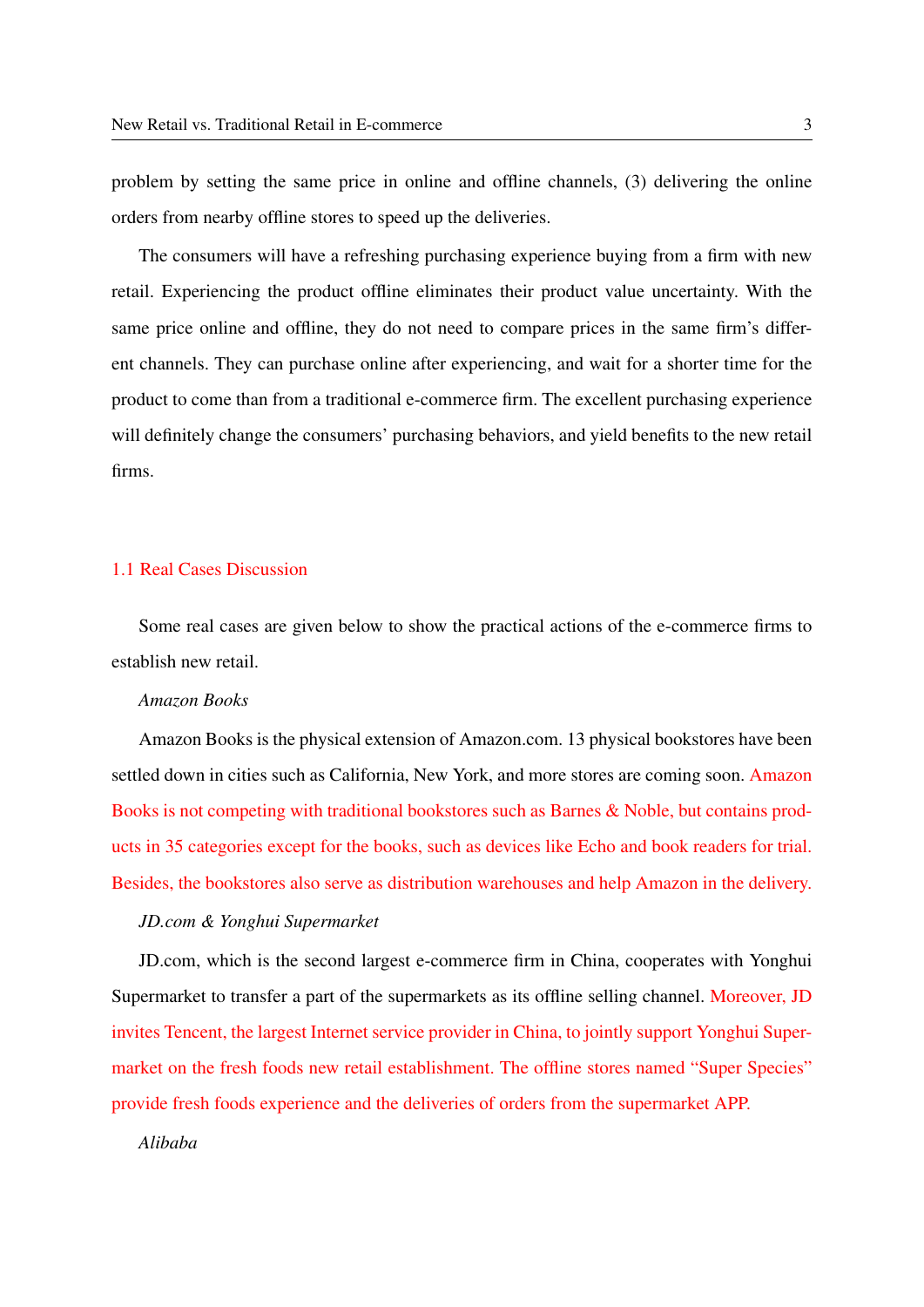problem by setting the same price in online and offline channels, (3) delivering the online orders from nearby offline stores to speed up the deliveries.

The consumers will have a refreshing purchasing experience buying from a firm with new retail. Experiencing the product offline eliminates their product value uncertainty. With the same price online and offline, they do not need to compare prices in the same firm's different channels. They can purchase online after experiencing, and wait for a shorter time for the product to come than from a traditional e-commerce firm. The excellent purchasing experience will definitely change the consumers' purchasing behaviors, and yield benefits to the new retail firms.

## 1.1 Real Cases Discussion

Some real cases are given below to show the practical actions of the e-commerce firms to establish new retail.

*Amazon Books*

Amazon Books is the physical extension of Amazon.com. 13 physical bookstores have been settled down in cities such as California, New York, and more stores are coming soon. Amazon Books is not competing with traditional bookstores such as Barnes & Noble, but contains products in 35 categories except for the books, such as devices like Echo and book readers for trial. Besides, the bookstores also serve as distribution warehouses and help Amazon in the delivery.

*JD.com & Yonghui Supermarket*

JD.com, which is the second largest e-commerce firm in China, cooperates with Yonghui Supermarket to transfer a part of the supermarkets as its offline selling channel. Moreover, JD invites Tencent, the largest Internet service provider in China, to jointly support Yonghui Supermarket on the fresh foods new retail establishment. The offline stores named "Super Species" provide fresh foods experience and the deliveries of orders from the supermarket APP.

*Alibaba*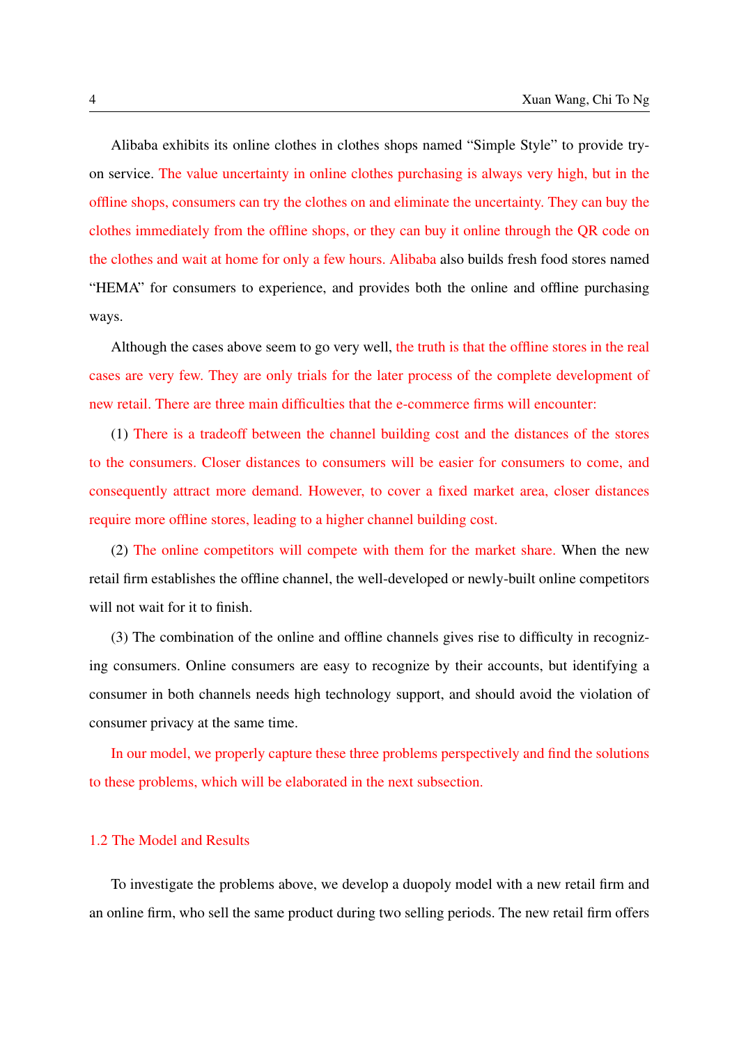Alibaba exhibits its online clothes in clothes shops named "Simple Style" to provide try-on service. The value uncertainty in online clothes purchasing is always very high, but in the offline shops, consumers can try the clothes on and eliminate the uncertainty. They can buy the clothes immediately from the offline shops, or they can buy it online through the QR code on the clothes and wait at home for only a few hours. Alibaba also builds fresh food stores named "HEMA" for consumers to experience, and provides both the online and offline purchasing ways.

Although the cases above seem to go very well, the truth is that the offline stores in the real cases are very few. They are only trials for the later process of the complete development of new retail. There are three main difficulties that the e-commerce firms will encounter:

(1) There is a tradeoff between the channel building cost and the distances of the stores to the consumers. Closer distances to consumers will be easier for consumers to come, and consequently attract more demand. However, to cover a fixed market area, closer distances require more offline stores, leading to a higher channel building cost.

(2) The online competitors will compete with them for the market share. When the new retail firm establishes the offline channel, the well-developed or newly-built online competitors will not wait for it to finish.

(3) The combination of the online and offline channels gives rise to difficulty in recognizing consumers. Online consumers are easy to recognize by their accounts, but identifying a consumer in both channels needs high technology support, and should avoid the violation of consumer privacy at the same time.

In our model, we properly capture these three problems perspectively and find the solutions to these problems, which will be elaborated in the next subsection.

## 1.2 The Model and Results

To investigate the problems above, we develop a duopoly model with a new retail firm and an online firm, who sell the same product during two selling periods. The new retail firm offers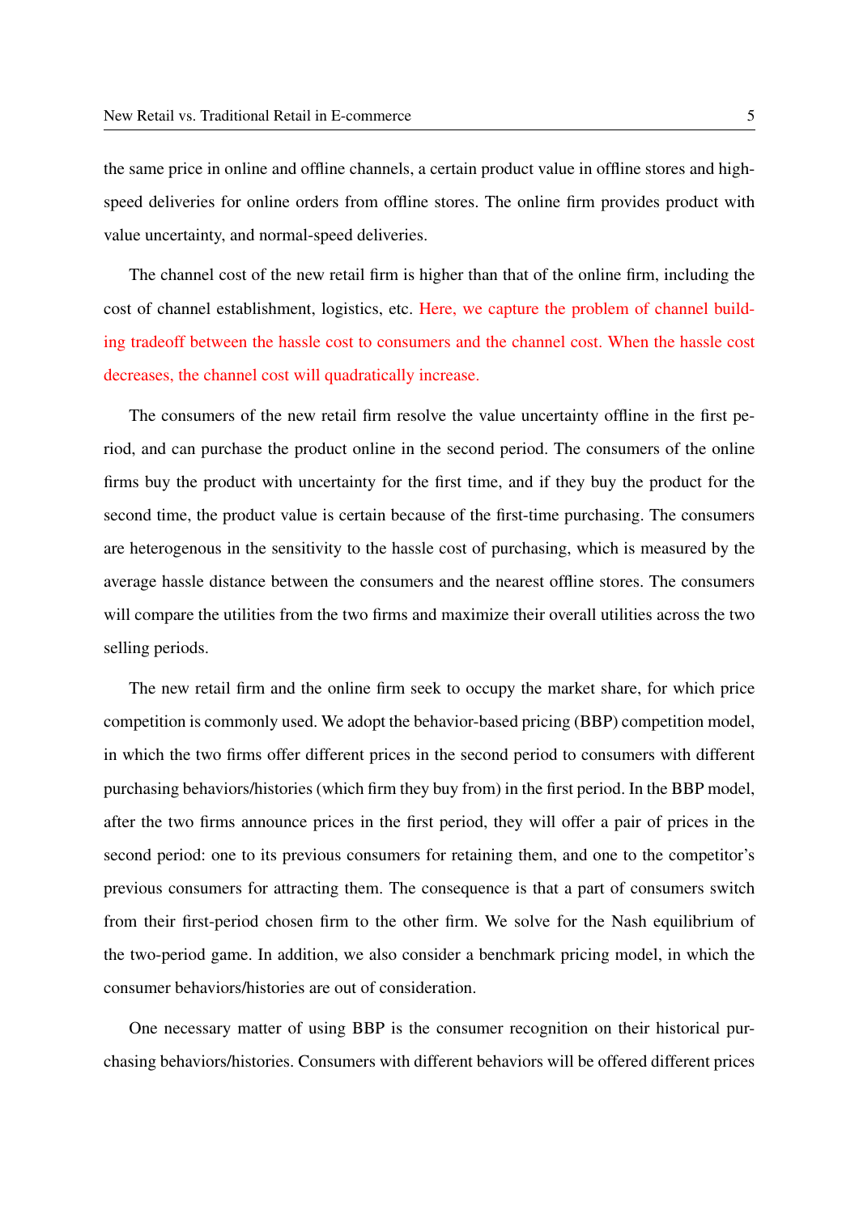the same price in online and offline channels, a certain product value in offline stores and high-speed deliveries for online orders from offline stores. The online firm provides product with value uncertainty, and normal-speed deliveries.

The channel cost of the new retail firm is higher than that of the online firm, including the cost of channel establishment, logistics, etc. Here, we capture the problem of channel building tradeoff between the hassle cost to consumers and the channel cost. When the hassle cost decreases, the channel cost will quadratically increase.

The consumers of the new retail firm resolve the value uncertainty offline in the first period, and can purchase the product online in the second period. The consumers of the online firms buy the product with uncertainty for the first time, and if they buy the product for the second time, the product value is certain because of the first-time purchasing. The consumers are heterogenous in the sensitivity to the hassle cost of purchasing, which is measured by the average hassle distance between the consumers and the nearest offline stores. The consumers will compare the utilities from the two firms and maximize their overall utilities across the two selling periods.

The new retail firm and the online firm seek to occupy the market share, for which price competition is commonly used. We adopt the behavior-based pricing (BBP) competition model, in which the two firms offer different prices in the second period to consumers with different purchasing behaviors/histories (which firm they buy from) in the first period. In the BBP model, after the two firms announce prices in the first period, they will offer a pair of prices in the second period: one to its previous consumers for retaining them, and one to the competitor's previous consumers for attracting them. The consequence is that a part of consumers switch from their first-period chosen firm to the other firm. We solve for the Nash equilibrium of the two-period game. In addition, we also consider a benchmark pricing model, in which the consumer behaviors/histories are out of consideration.

One necessary matter of using BBP is the consumer recognition on their historical purchasing behaviors/histories. Consumers with different behaviors will be offered different prices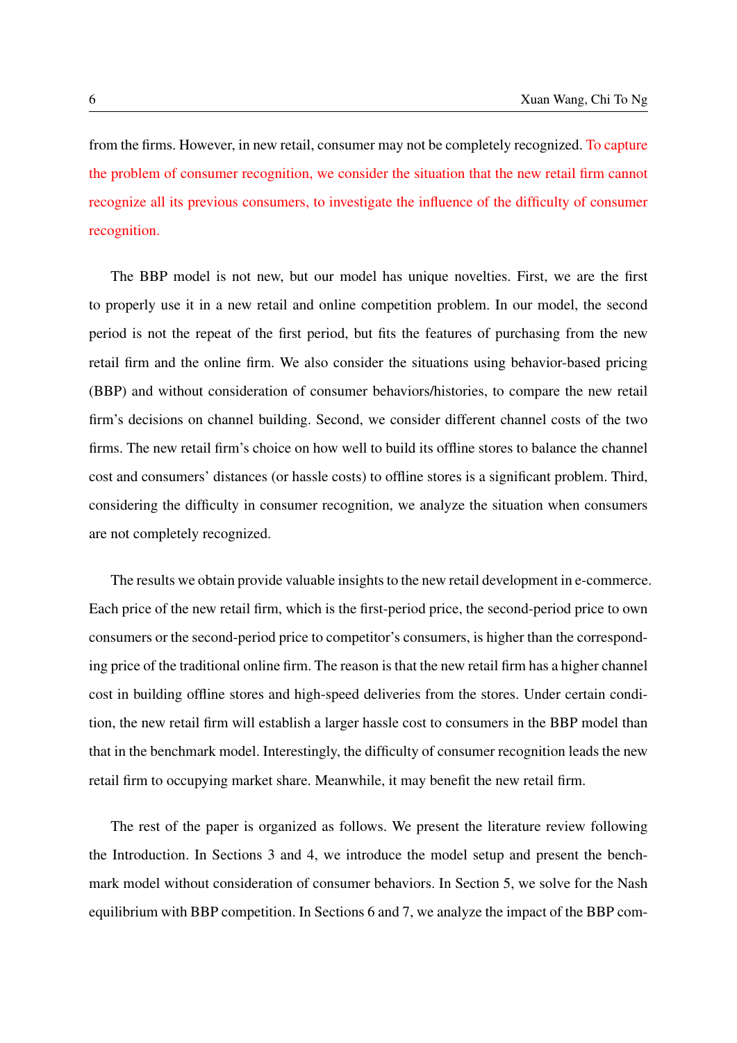from the firms. However, in new retail, consumer may not be completely recognized. To capture the problem of consumer recognition, we consider the situation that the new retail firm cannot recognize all its previous consumers, to investigate the influence of the difficulty of consumer recognition.

The BBP model is not new, but our model has unique novelties. First, we are the first to properly use it in a new retail and online competition problem. In our model, the second period is not the repeat of the first period, but fits the features of purchasing from the new retail firm and the online firm. We also consider the situations using behavior-based pricing (BBP) and without consideration of consumer behaviors/histories, to compare the new retail firm's decisions on channel building. Second, we consider different channel costs of the two firms. The new retail firm's choice on how well to build its offline stores to balance the channel cost and consumers' distances (or hassle costs) to offline stores is a significant problem. Third, considering the difficulty in consumer recognition, we analyze the situation when consumers are not completely recognized.

The results we obtain provide valuable insights to the new retail development in e-commerce. Each price of the new retail firm, which is the first-period price, the second-period price to own consumers or the second-period price to competitor's consumers, is higher than the corresponding price of the traditional online firm. The reason is that the new retail firm has a higher channel cost in building offline stores and high-speed deliveries from the stores. Under certain condition, the new retail firm will establish a larger hassle cost to consumers in the BBP model than that in the benchmark model. Interestingly, the difficulty of consumer recognition leads the new retail firm to occupying market share. Meanwhile, it may benefit the new retail firm.

The rest of the paper is organized as follows. We present the literature review following the Introduction. In Sections 3 and 4, we introduce the model setup and present the benchmark model without consideration of consumer behaviors. In Section 5, we solve for the Nash equilibrium with BBP competition. In Sections 6 and 7, we analyze the impact of the BBP com-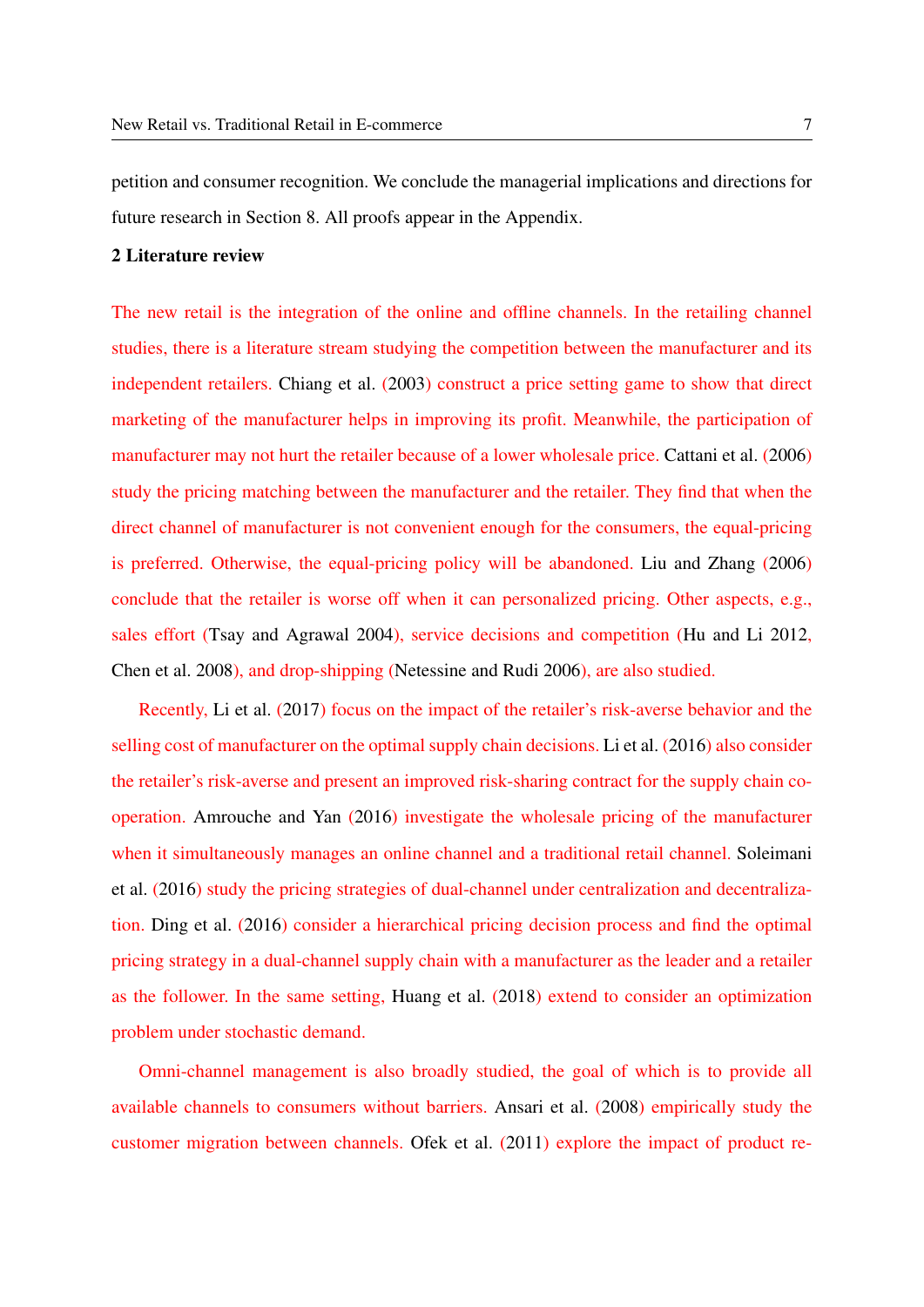petition and consumer recognition. We conclude the managerial implications and directions for future research in Section 8. All proofs appear in the Appendix.

## 2 Literature review

The new retail is the integration of the online and offline channels. In the retailing channel studies, there is a literature stream studying the competition between the manufacturer and its independent retailers. Chiang et al. (2003) construct a price setting game to show that direct marketing of the manufacturer helps in improving its profit. Meanwhile, the participation of manufacturer may not hurt the retailer because of a lower wholesale price. Cattani et al. (2006) study the pricing matching between the manufacturer and the retailer. They find that when the direct channel of manufacturer is not convenient enough for the consumers, the equal-pricing is preferred. Otherwise, the equal-pricing policy will be abandoned. Liu and Zhang (2006) conclude that the retailer is worse off when it can personalized pricing. Other aspects, e.g., sales effort (Tsay and Agrawal 2004), service decisions and competition (Hu and Li 2012, Chen et al. 2008), and drop-shipping (Netessine and Rudi 2006), are also studied.

Recently, Li et al. (2017) focus on the impact of the retailer's risk-averse behavior and the selling cost of manufacturer on the optimal supply chain decisions. Li et al. (2016) also consider the retailer's risk-averse and present an improved risk-sharing contract for the supply chain co-operation. Amrouche and Yan (2016) investigate the wholesale pricing of the manufacturer when it simultaneously manages an online channel and a traditional retail channel. Soleimani et al. (2016) study the pricing strategies of dual-channel under centralization and decentralization. Ding et al. (2016) consider a hierarchical pricing decision process and find the optimal pricing strategy in a dual-channel supply chain with a manufacturer as the leader and a retailer as the follower. In the same setting, Huang et al. (2018) extend to consider an optimization problem under stochastic demand.

Omni-channel management is also broadly studied, the goal of which is to provide all available channels to consumers without barriers. Ansari et al. (2008) empirically study the customer migration between channels. Ofek et al. (2011) explore the impact of product re-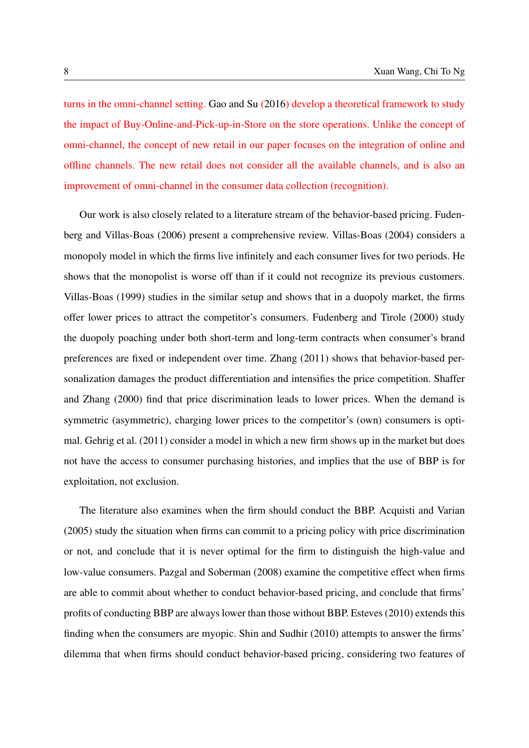turns in the omni-channel setting. Gao and Su (2016) develop a theoretical framework to study the impact of Buy-Online-and-Pick-up-in-Store on the store operations. Unlike the concept of omni-channel, the concept of new retail in our paper focuses on the integration of online and offline channels. The new retail does not consider all the available channels, and is also an improvement of omni-channel in the consumer data collection (recognition).

Our work is also closely related to a literature stream of the behavior-based pricing. Fudenberg and Villas-Boas (2006) present a comprehensive review. Villas-Boas (2004) considers a monopoly model in which the firms live infinitely and each consumer lives for two periods. He shows that the monopolist is worse off than if it could not recognize its previous customers. Villas-Boas (1999) studies in the similar setup and shows that in a duopoly market, the firms offer lower prices to attract the competitor's consumers. Fudenberg and Tirole (2000) study the duopoly poaching under both short-term and long-term contracts when consumer's brand preferences are fixed or independent over time. Zhang (2011) shows that behavior-based personalization damages the product differentiation and intensifies the price competition. Shaffer and Zhang (2000) find that price discrimination leads to lower prices. When the demand is symmetric (asymmetric), charging lower prices to the competitor's (own) consumers is optimal. Gehrig et al. (2011) consider a model in which a new firm shows up in the market but does not have the access to consumer purchasing histories, and implies that the use of BBP is for exploitation, not exclusion.

The literature also examines when the firm should conduct the BBP. Acquisti and Varian (2005) study the situation when firms can commit to a pricing policy with price discrimination or not, and conclude that it is never optimal for the firm to distinguish the high-value and low-value consumers. Pazgal and Soberman (2008) examine the competitive effect when firms are able to commit about whether to conduct behavior-based pricing, and conclude that firms' profits of conducting BBP are always lower than those without BBP. Esteves (2010) extends this finding when the consumers are myopic. Shin and Sudhir (2010) attempts to answer the firms' dilemma that when firms should conduct behavior-based pricing, considering two features of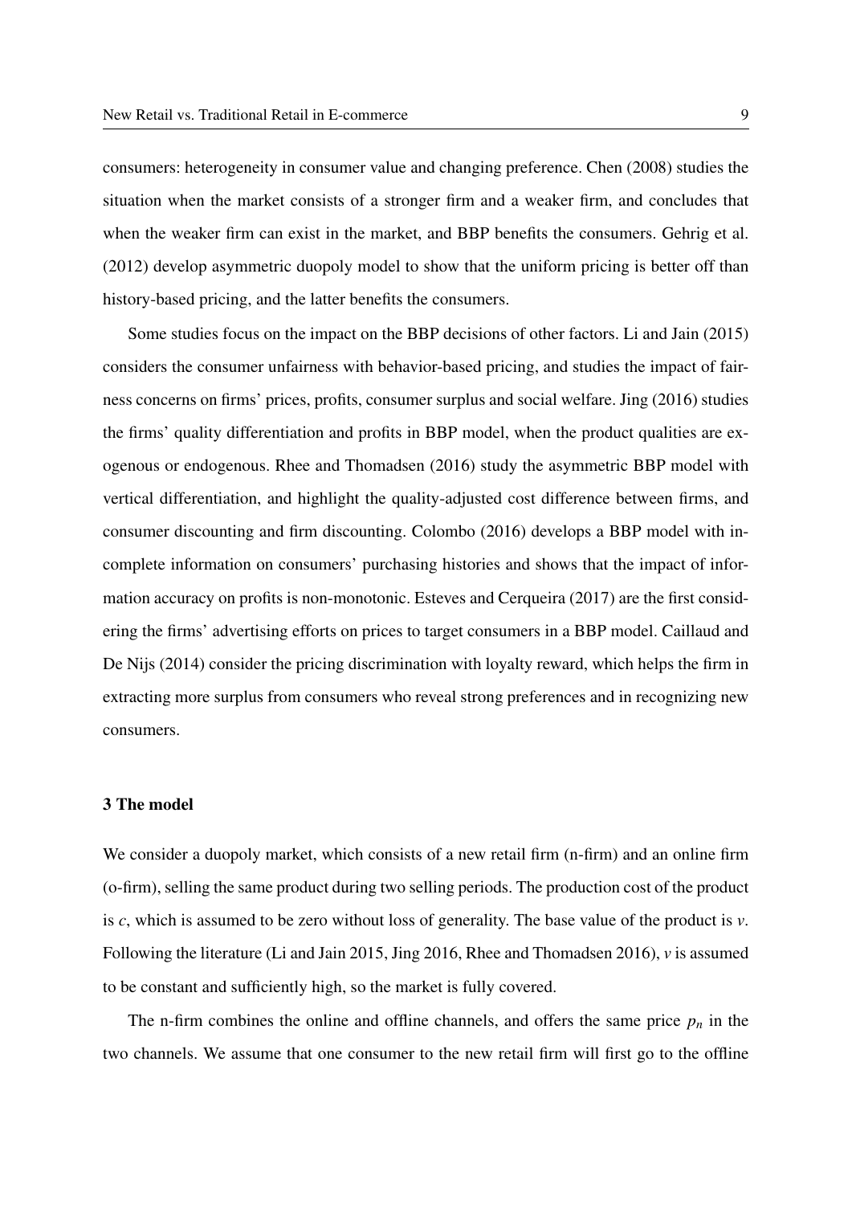consumers: heterogeneity in consumer value and changing preference. Chen (2008) studies the situation when the market consists of a stronger firm and a weaker firm, and concludes that when the weaker firm can exist in the market, and BBP benefits the consumers. Gehrig et al. (2012) develop asymmetric duopoly model to show that the uniform pricing is better off than history-based pricing, and the latter benefits the consumers.

Some studies focus on the impact on the BBP decisions of other factors. Li and Jain (2015) considers the consumer unfairness with behavior-based pricing, and studies the impact of fairness concerns on firms' prices, profits, consumer surplus and social welfare. Jing (2016) studies the firms' quality differentiation and profits in BBP model, when the product qualities are exogenous or endogenous. Rhee and Thomadsen (2016) study the asymmetric BBP model with vertical differentiation, and highlight the quality-adjusted cost difference between firms, and consumer discounting and firm discounting. Colombo (2016) develops a BBP model with incomplete information on consumers' purchasing histories and shows that the impact of information accuracy on profits is non-monotonic. Esteves and Cerqueira (2017) are the first considering the firms' advertising efforts on prices to target consumers in a BBP model. Caillaud and De Nijs (2014) consider the pricing discrimination with loyalty reward, which helps the firm in extracting more surplus from consumers who reveal strong preferences and in recognizing new consumers.

## 3 The model

We consider a duopoly market, which consists of a new retail firm (n-firm) and an online firm (o-firm), selling the same product during two selling periods. The production cost of the product is $c$, which is assumed to be zero without loss of generality. The base value of the product is $v$. Following the literature (Li and Jain 2015, Jing 2016, Rhee and Thomadsen 2016), $v$ is assumed to be constant and sufficiently high, so the market is fully covered.

The n-firm combines the online and offline channels, and offers the same price $p_n$ in the two channels. We assume that one consumer to the new retail firm will first go to the offline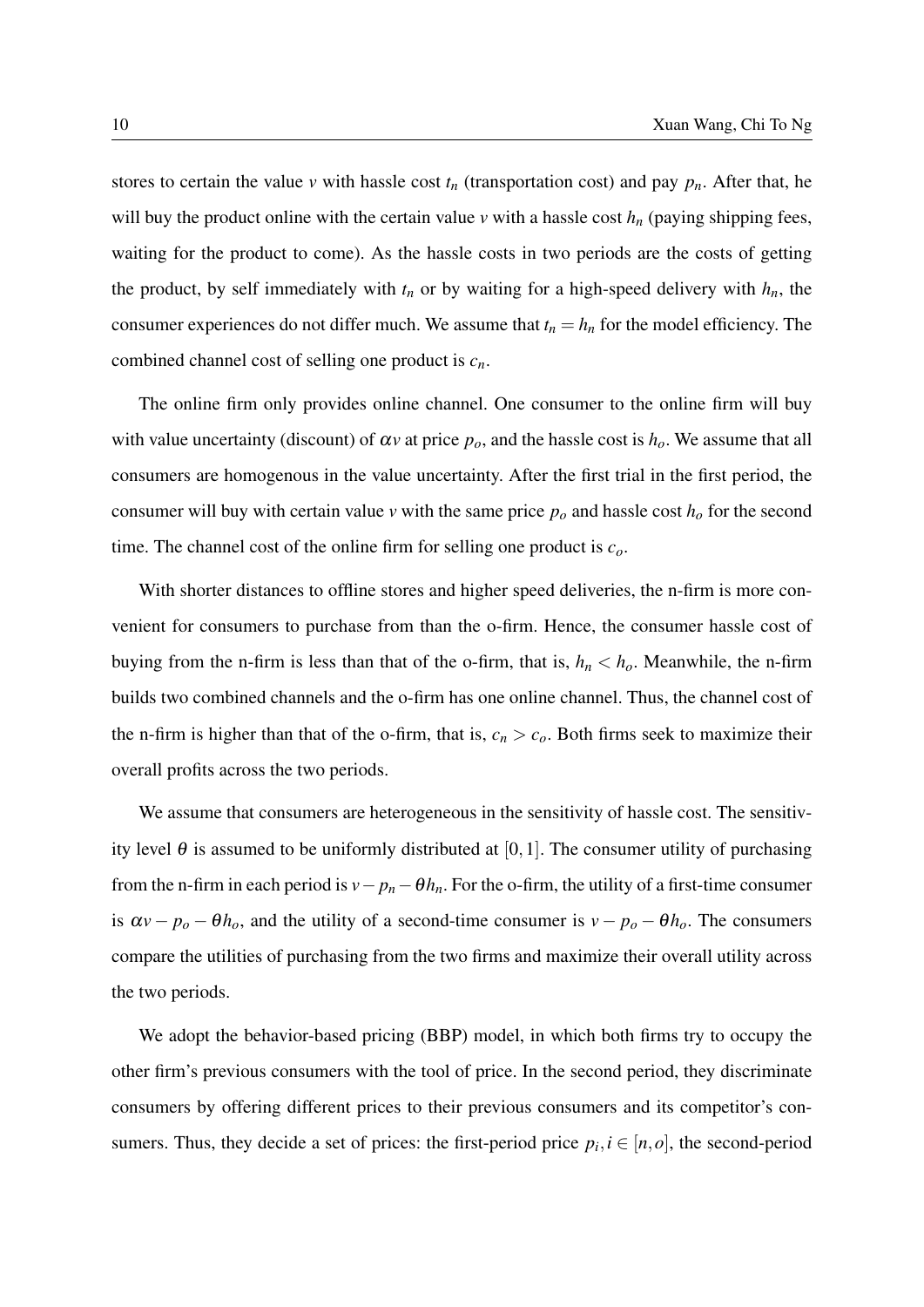stores to certain the value $v$ with hassle cost $t_n$ (transportation cost) and pay $p_n$. After that, he will buy the product online with the certain value $v$ with a hassle cost $h_n$ (paying shipping fees, waiting for the product to come). As the hassle costs in two periods are the costs of getting the product, by self immediately with $t_n$ or by waiting for a high-speed delivery with $h_n$, the consumer experiences do not differ much. We assume that $t_n = h_n$ for the model efficiency. The combined channel cost of selling one product is $c_n$.

The online firm only provides online channel. One consumer to the online firm will buy with value uncertainty (discount) of $\alpha v$ at price $p_o$, and the hassle cost is $h_o$. We assume that all consumers are homogenous in the value uncertainty. After the first trial in the first period, the consumer will buy with certain value $v$ with the same price $p_o$ and hassle cost $h_o$ for the second time. The channel cost of the online firm for selling one product is $c_o$.

With shorter distances to offline stores and higher speed deliveries, the n-firm is more convenient for consumers to purchase from than the o-firm. Hence, the consumer hassle cost of buying from the n-firm is less than that of the o-firm, that is, $h_n < h_o$. Meanwhile, the n-firm builds two combined channels and the o-firm has one online channel. Thus, the channel cost of the n-firm is higher than that of the o-firm, that is, $c_n > c_o$. Both firms seek to maximize their overall profits across the two periods.

We assume that consumers are heterogeneous in the sensitivity of hassle cost. The sensitivity level $\theta$ is assumed to be uniformly distributed at $[0,1]$. The consumer utility of purchasing from the n-firm in each period is $v - p_n - \theta h_n$. For the o-firm, the utility of a first-time consumer is $\alpha v - p_o - \theta h_o$, and the utility of a second-time consumer is $v - p_o - \theta h_o$. The consumers compare the utilities of purchasing from the two firms and maximize their overall utility across the two periods.

We adopt the behavior-based pricing (BBP) model, in which both firms try to occupy the other firm's previous consumers with the tool of price. In the second period, they discriminate consumers by offering different prices to their previous consumers and its competitor's consumers. Thus, they decide a set of prices: the first-period price $p_i, i \in [n, o]$, the second-period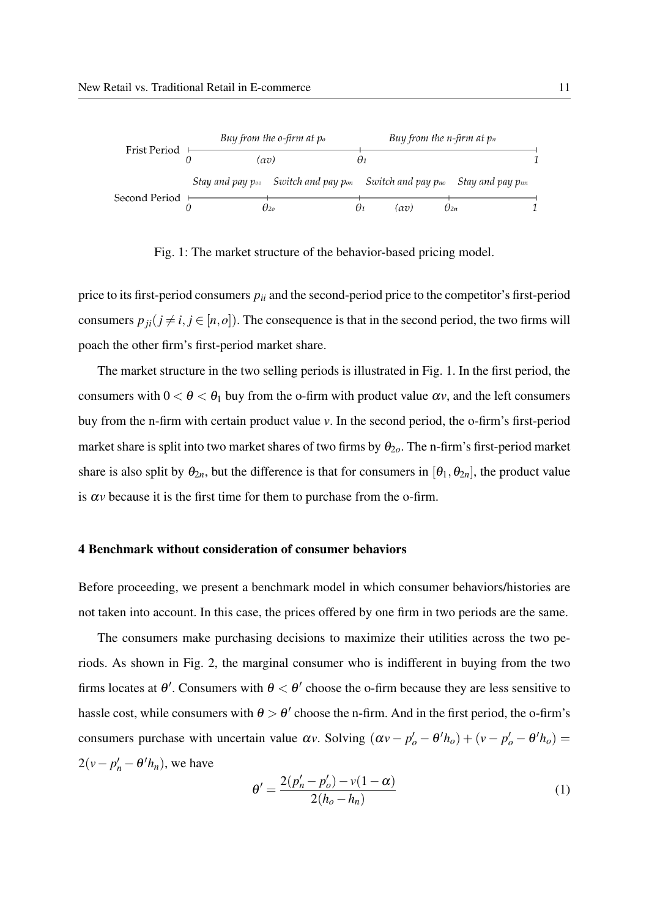Frist Period: Buy from the o-firm at $p_o$ on $[0, \theta_1]$ ($\alpha v$); Buy from the n-firm at $p_n$ on $[\theta_1, 1]$

Second Period: Stay and pay $p_{oo}$ on $[0, \theta_{2o}]$; Switch and pay $p_{on}$ on $[\theta_{2o}, \theta_1]$; Switch and pay $p_{no}$ on $[\theta_1, \theta_{2n}]$ ($\alpha v$); Stay and pay $p_{nn}$ on $[\theta_{2n}, 1]$

Fig. 1: The market structure of the behavior-based pricing model.

price to its first-period consumers $p_{ii}$ and the second-period price to the competitor's first-period consumers $p_{ji} (j \neq i, j \in [n,o])$. The consequence is that in the second period, the two firms will poach the other firm's first-period market share.

The market structure in the two selling periods is illustrated in Fig. 1. In the first period, the consumers with $0 < \theta < \theta_1$ buy from the o-firm with product value $\alpha v$, and the left consumers buy from the n-firm with certain product value $v$. In the second period, the o-firm's first-period market share is split into two market shares of two firms by $\theta_{2o}$. The n-firm's first-period market share is also split by $\theta_{2n}$, but the difference is that for consumers in $[\theta_1, \theta_{2n}]$, the product value is $\alpha v$ because it is the first time for them to purchase from the o-firm.

## 4 Benchmark without consideration of consumer behaviors

Before proceeding, we present a benchmark model in which consumer behaviors/histories are not taken into account. In this case, the prices offered by one firm in two periods are the same.

The consumers make purchasing decisions to maximize their utilities across the two periods. As shown in Fig. 2, the marginal consumer who is indifferent in buying from the two firms locates at $\theta'$. Consumers with $\theta < \theta'$ choose the o-firm because they are less sensitive to hassle cost, while consumers with $\theta > \theta'$ choose the n-firm. And in the first period, the o-firm's consumers purchase with uncertain value $\alpha v$. Solving $(\alpha v - p'_o - \theta' h_o) + (v - p'_o - \theta' h_o) = 2(v - p'_n - \theta' h_n)$, we have

$$\theta' = \frac{2(p'_n - p'_o) - v(1-\alpha)}{2(h_o - h_n)} \tag{1}$$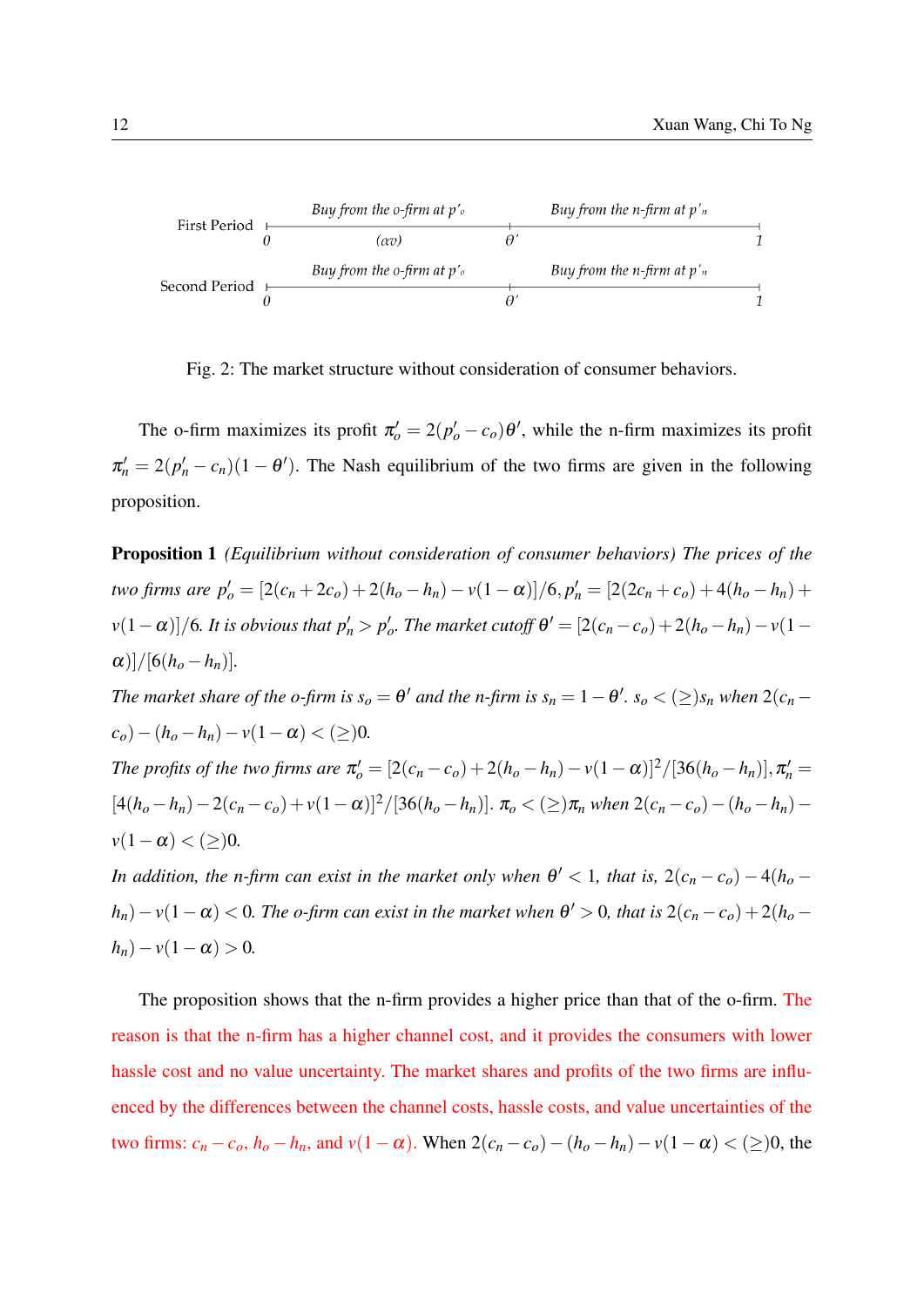First Period: Buy from the o-firm at $p'_o$ ($\alpha v$) from $0$ to $\theta'$; Buy from the n-firm at $p'_n$ from $\theta'$ to $1$

Second Period: Buy from the o-firm at $p'_o$ from $0$ to $\theta'$; Buy from the n-firm at $p'_n$ from $\theta'$ to $1$

Fig. 2: The market structure without consideration of consumer behaviors.

The o-firm maximizes its profit $\pi'_o = 2(p'_o - c_o)\theta'$, while the n-firm maximizes its profit $\pi'_n = 2(p'_n - c_n)(1-\theta')$. The Nash equilibrium of the two firms are given in the following proposition.

**Proposition 1** *(Equilibrium without consideration of consumer behaviors) The prices of the two firms are* $p'_o = [2(c_n + 2c_o) + 2(h_o - h_n) - v(1-\alpha)]/6, p'_n = [2(2c_n + c_o) + 4(h_o - h_n) + v(1-\alpha)]/6$. *It is obvious that* $p'_n > p'_o$. *The market cutoff* $\theta' = [2(c_n - c_o) + 2(h_o - h_n) - v(1-\alpha)]/[6(h_o - h_n)]$.

*The market share of the o-firm is* $s_o = \theta'$ *and the n-firm is* $s_n = 1 - \theta'$. $s_o < (\geq) s_n$ *when* $2(c_n - c_o) - (h_o - h_n) - v(1-\alpha) < (\geq) 0$.

*The profits of the two firms are* $\pi'_o = [2(c_n - c_o) + 2(h_o - h_n) - v(1-\alpha)]^2/[36(h_o - h_n)], \pi'_n = [4(h_o - h_n) - 2(c_n - c_o) + v(1-\alpha)]^2/[36(h_o - h_n)]$. $\pi_o < (\geq) \pi_n$ *when* $2(c_n - c_o) - (h_o - h_n) - v(1-\alpha) < (\geq) 0$.

*In addition, the n-firm can exist in the market only when* $\theta' < 1$, *that is,* $2(c_n - c_o) - 4(h_o - h_n) - v(1-\alpha) < 0$. *The o-firm can exist in the market when* $\theta' > 0$, *that is* $2(c_n - c_o) + 2(h_o - h_n) - v(1-\alpha) > 0$.

The proposition shows that the n-firm provides a higher price than that of the o-firm. The reason is that the n-firm has a higher channel cost, and it provides the consumers with lower hassle cost and no value uncertainty. The market shares and profits of the two firms are influenced by the differences between the channel costs, hassle costs, and value uncertainties of the two firms: $c_n - c_o$, $h_o - h_n$, and $v(1-\alpha)$. When $2(c_n - c_o) - (h_o - h_n) - v(1-\alpha) < (\geq) 0$, the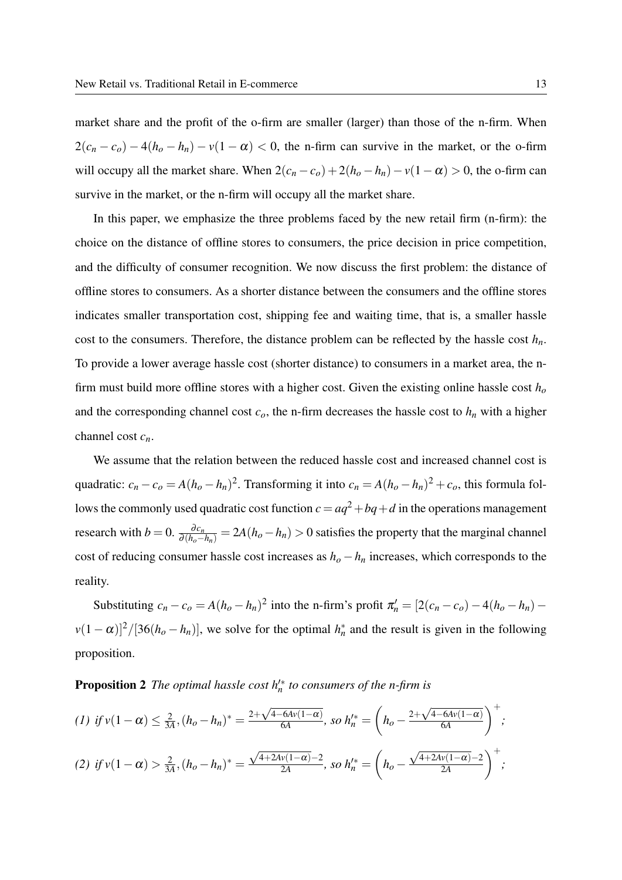market share and the profit of the o-firm are smaller (larger) than those of the n-firm. When $2(c_n - c_o) - 4(h_o - h_n) - v(1-\alpha) < 0$, the n-firm can survive in the market, or the o-firm will occupy all the market share. When $2(c_n - c_o) + 2(h_o - h_n) - v(1-\alpha) > 0$, the o-firm can survive in the market, or the n-firm will occupy all the market share.

In this paper, we emphasize the three problems faced by the new retail firm (n-firm): the choice on the distance of offline stores to consumers, the price decision in price competition, and the difficulty of consumer recognition. We now discuss the first problem: the distance of offline stores to consumers. As a shorter distance between the consumers and the offline stores indicates smaller transportation cost, shipping fee and waiting time, that is, a smaller hassle cost to the consumers. Therefore, the distance problem can be reflected by the hassle cost $h_n$. To provide a lower average hassle cost (shorter distance) to consumers in a market area, the n-firm must build more offline stores with a higher cost. Given the existing online hassle cost $h_o$ and the corresponding channel cost $c_o$, the n-firm decreases the hassle cost to $h_n$ with a higher channel cost $c_n$.

We assume that the relation between the reduced hassle cost and increased channel cost is quadratic: $c_n - c_o = A(h_o - h_n)^2$. Transforming it into $c_n = A(h_o - h_n)^2 + c_o$, this formula follows the commonly used quadratic cost function $c = aq^2 + bq + d$ in the operations management research with $b = 0$. $\frac{\partial c_n}{\partial (h_o - h_n)} = 2A(h_o - h_n) > 0$ satisfies the property that the marginal channel cost of reducing consumer hassle cost increases as $h_o - h_n$ increases, which corresponds to the reality.

Substituting $c_n - c_o = A(h_o - h_n)^2$ into the n-firm's profit $\pi'_n = [2(c_n - c_o) - 4(h_o - h_n) - v(1-\alpha)]^2/[36(h_o - h_n)]$, we solve for the optimal $h_n^*$ and the result is given in the following proposition.

**Proposition 2** *The optimal hassle cost $h_n'^*$ to consumers of the n-firm is*

*(1) if* $v(1-\alpha) \leq \frac{2}{3A}$, $(h_o - h_n)^* = \frac{2+\sqrt{4-6Av(1-\alpha)}}{6A}$, *so* $h_n'^* = \left(h_o - \frac{2+\sqrt{4-6Av(1-\alpha)}}{6A}\right)^+$;

*(2) if* $v(1-\alpha) > \frac{2}{3A}$, $(h_o - h_n)^* = \frac{\sqrt{4+2Av(1-\alpha)}-2}{2A}$, *so* $h_n'^* = \left(h_o - \frac{\sqrt{4+2Av(1-\alpha)}-2}{2A}\right)^+$;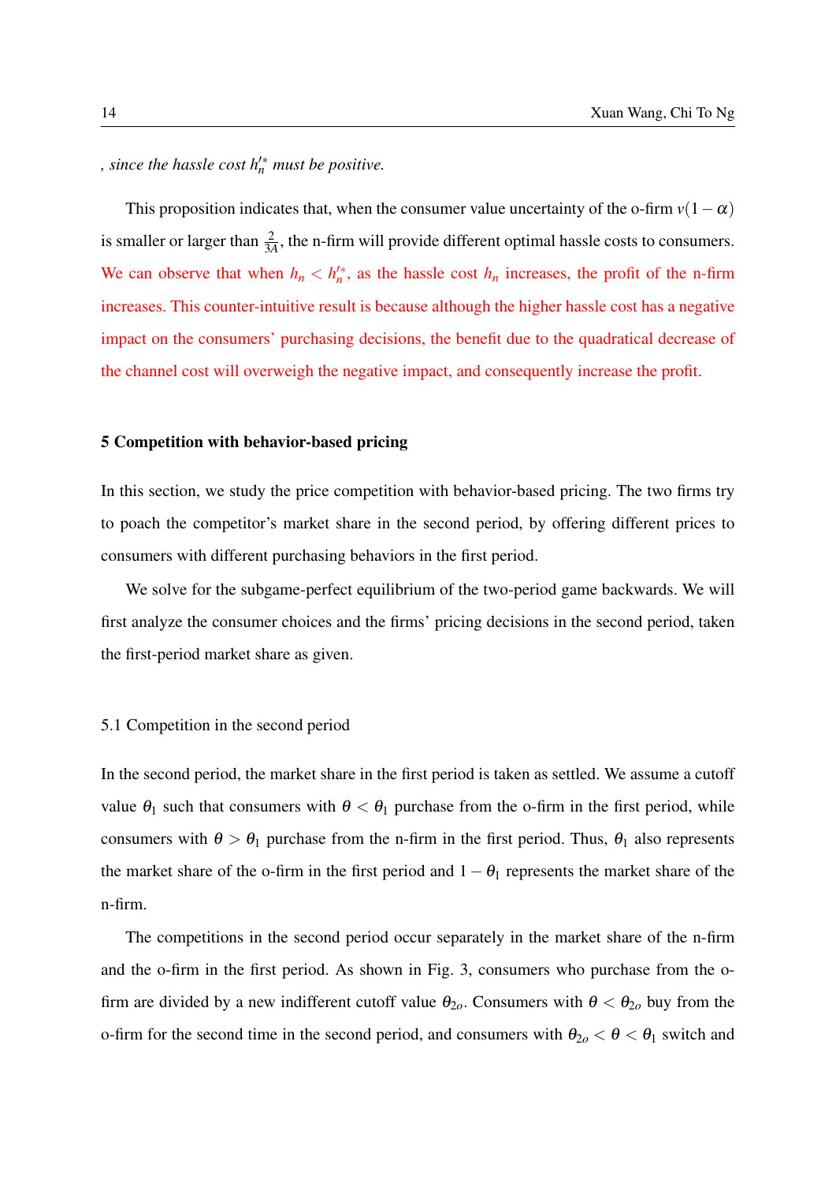*, since the hassle cost $h_n'^*$ must be positive.*

This proposition indicates that, when the consumer value uncertainty of the o-firm $v(1-\alpha)$ is smaller or larger than $\frac{2}{3A}$, the n-firm will provide different optimal hassle costs to consumers. We can observe that when $h_n < h_n'^*$, as the hassle cost $h_n$ increases, the profit of the n-firm increases. This counter-intuitive result is because although the higher hassle cost has a negative impact on the consumers' purchasing decisions, the benefit due to the quadratical decrease of the channel cost will overweigh the negative impact, and consequently increase the profit.

## 5 Competition with behavior-based pricing

In this section, we study the price competition with behavior-based pricing. The two firms try to poach the competitor's market share in the second period, by offering different prices to consumers with different purchasing behaviors in the first period.

We solve for the subgame-perfect equilibrium of the two-period game backwards. We will first analyze the consumer choices and the firms' pricing decisions in the second period, taken the first-period market share as given.

### 5.1 Competition in the second period

In the second period, the market share in the first period is taken as settled. We assume a cutoff value $\theta_1$ such that consumers with $\theta < \theta_1$ purchase from the o-firm in the first period, while consumers with $\theta > \theta_1$ purchase from the n-firm in the first period. Thus, $\theta_1$ also represents the market share of the o-firm in the first period and $1-\theta_1$ represents the market share of the n-firm.

The competitions in the second period occur separately in the market share of the n-firm and the o-firm in the first period. As shown in Fig. 3, consumers who purchase from the o-firm are divided by a new indifferent cutoff value $\theta_{2o}$. Consumers with $\theta < \theta_{2o}$ buy from the o-firm for the second time in the second period, and consumers with $\theta_{2o} < \theta < \theta_1$ switch and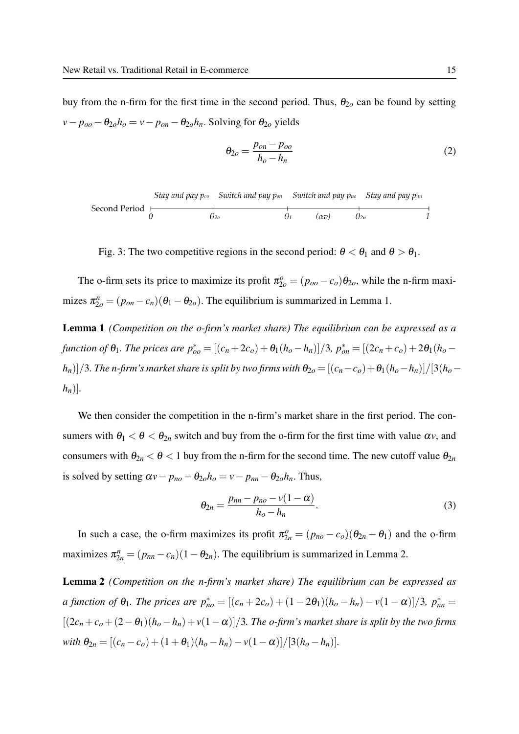buy from the n-firm for the first time in the second period. Thus, $\theta_{2o}$ can be found by setting $v - p_{oo} - \theta_{2o}h_o = v - p_{on} - \theta_{2o}h_n$. Solving for $\theta_{2o}$ yields

$$\theta_{2o} = \frac{p_{on} - p_{oo}}{h_o - h_n} \tag{2}$$

Second Period: $0$ — Stay and pay $p_{oo}$ — $\theta_{2o}$ — Switch and pay $p_{on}$ — $\theta_1$ — Switch and pay $p_{no}$ — $(\alpha v)$ — $\theta_{2n}$ — Stay and pay $p_{nn}$ — $1$

Fig. 3: The two competitive regions in the second period: $\theta < \theta_1$ and $\theta > \theta_1$.

The o-firm sets its price to maximize its profit $\pi^o_{2o} = (p_{oo} - c_o)\theta_{2o}$, while the n-firm maximizes $\pi^n_{2o} = (p_{on} - c_n)(\theta_1 - \theta_{2o})$. The equilibrium is summarized in Lemma 1.

**Lemma 1** *(Competition on the o-firm's market share) The equilibrium can be expressed as a function of* $\theta_1$. *The prices are* $p^*_{oo} = [(c_n + 2c_o) + \theta_1(h_o - h_n)]/3$, $p^*_{on} = [(2c_n + c_o) + 2\theta_1(h_o - h_n)]/3$. *The n-firm's market share is split by two firms with* $\theta_{2o} = [(c_n - c_o) + \theta_1(h_o - h_n)]/[3(h_o - h_n)]$.

We then consider the competition in the n-firm's market share in the first period. The consumers with $\theta_1 < \theta < \theta_{2n}$ switch and buy from the o-firm for the first time with value $\alpha v$, and consumers with $\theta_{2n} < \theta < 1$ buy from the n-firm for the second time. The new cutoff value $\theta_{2n}$ is solved by setting $\alpha v - p_{no} - \theta_{2o}h_o = v - p_{nn} - \theta_{2o}h_n$. Thus,

$$\theta_{2n} = \frac{p_{nn} - p_{no} - v(1-\alpha)}{h_o - h_n}. \tag{3}$$

In such a case, the o-firm maximizes its profit $\pi^o_{2n} = (p_{no} - c_o)(\theta_{2n} - \theta_1)$ and the o-firm maximizes $\pi^n_{2n} = (p_{nn} - c_n)(1 - \theta_{2n})$. The equilibrium is summarized in Lemma 2.

**Lemma 2** *(Competition on the n-firm's market share) The equilibrium can be expressed as a function of* $\theta_1$. *The prices are* $p^*_{no} = [(c_n + 2c_o) + (1 - 2\theta_1)(h_o - h_n) - v(1-\alpha)]/3$, $p^*_{nn} = [(2c_n + c_o + (2 - \theta_1)(h_o - h_n) + v(1-\alpha)]/3$. *The o-firm's market share is split by the two firms with* $\theta_{2n} = [(c_n - c_o) + (1 + \theta_1)(h_o - h_n) - v(1-\alpha)]/[3(h_o - h_n)]$.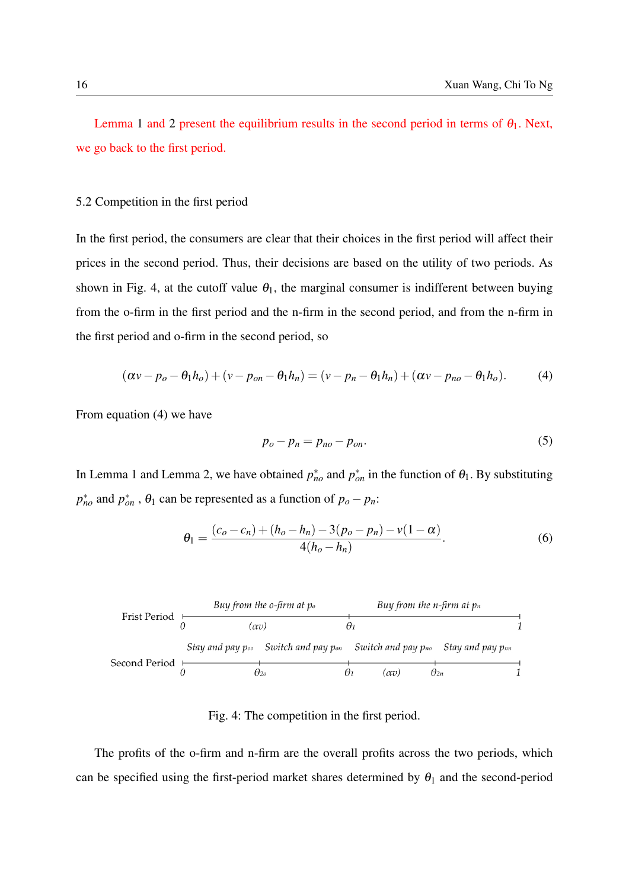Lemma 1 and 2 present the equilibrium results in the second period in terms of $\theta_1$. Next, we go back to the first period.

### 5.2 Competition in the first period

In the first period, the consumers are clear that their choices in the first period will affect their prices in the second period. Thus, their decisions are based on the utility of two periods. As shown in Fig. 4, at the cutoff value $\theta_1$, the marginal consumer is indifferent between buying from the o-firm in the first period and the n-firm in the second period, and from the n-firm in the first period and o-firm in the second period, so

$$(\alpha v - p_o - \theta_1 h_o) + (v - p_{on} - \theta_1 h_n) = (v - p_n - \theta_1 h_n) + (\alpha v - p_{no} - \theta_1 h_o). \tag{4}$$

From equation (4) we have

$$p_o - p_n = p_{no} - p_{on}. \tag{5}$$

In Lemma 1 and Lemma 2, we have obtained $p^*_{no}$ and $p^*_{on}$ in the function of $\theta_1$. By substituting $p^*_{no}$ and $p^*_{on}$ , $\theta_1$ can be represented as a function of $p_o - p_n$:

$$\theta_1 = \frac{(c_o - c_n) + (h_o - h_n) - 3(p_o - p_n) - v(1 - \alpha)}{4(h_o - h_n)}. \tag{6}$$

Frist Period: 0 — Buy from the o-firm at $p_o$ — $(\alpha v)$ — $\theta_1$ — Buy from the n-firm at $p_n$ — 1

Second Period: 0 — Stay and pay $p_{oo}$ — $\theta_{2o}$ — Switch and pay $p_{on}$ — $\theta_1$ — Switch and pay $p_{no}$ — $(\alpha v)$ — $\theta_{2n}$ — Stay and pay $p_{nn}$ — 1

Fig. 4: The competition in the first period.

The profits of the o-firm and n-firm are the overall profits across the two periods, which can be specified using the first-period market shares determined by $\theta_1$ and the second-period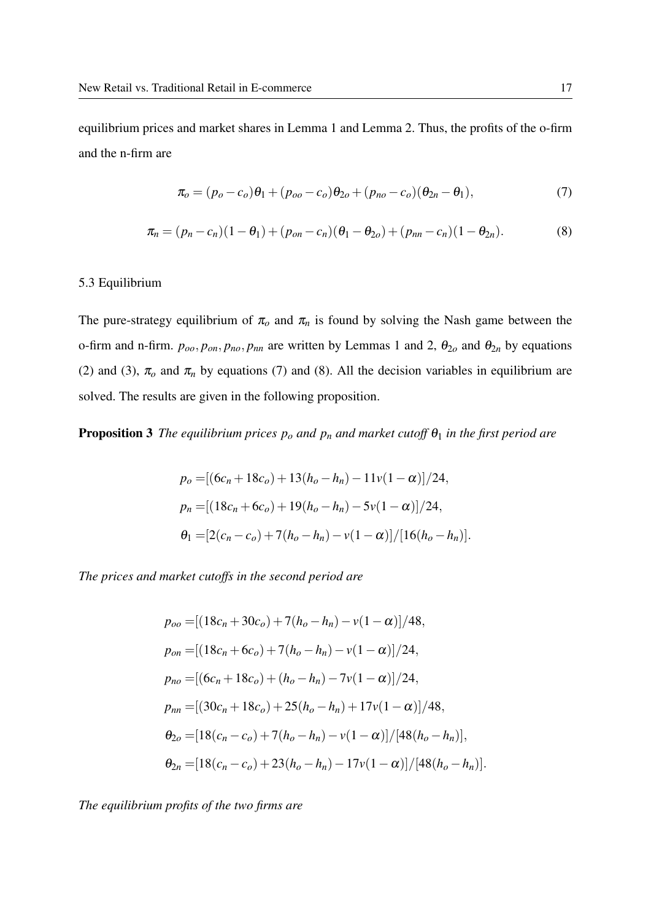equilibrium prices and market shares in Lemma 1 and Lemma 2. Thus, the profits of the o-firm and the n-firm are

$$\pi_o = (p_o - c_o)\theta_1 + (p_{oo} - c_o)\theta_{2o} + (p_{no} - c_o)(\theta_{2n} - \theta_1), \tag{7}$$

$$\pi_n = (p_n - c_n)(1 - \theta_1) + (p_{on} - c_n)(\theta_1 - \theta_{2o}) + (p_{nn} - c_n)(1 - \theta_{2n}). \tag{8}$$

### 5.3 Equilibrium

The pure-strategy equilibrium of $\pi_o$ and $\pi_n$ is found by solving the Nash game between the o-firm and n-firm. $p_{oo}, p_{on}, p_{no}, p_{nn}$ are written by Lemmas 1 and 2, $\theta_{2o}$ and $\theta_{2n}$ by equations (2) and (3), $\pi_o$ and $\pi_n$ by equations (7) and (8). All the decision variables in equilibrium are solved. The results are given in the following proposition.

**Proposition 3** *The equilibrium prices $p_o$ and $p_n$ and market cutoff $\theta_1$ in the first period are*

$$\begin{aligned}
p_o =& [(6c_n + 18c_o) + 13(h_o - h_n) - 11v(1-\alpha)]/24, \\
p_n =& [(18c_n + 6c_o) + 19(h_o - h_n) - 5v(1-\alpha)]/24, \\
\theta_1 =& [2(c_n - c_o) + 7(h_o - h_n) - v(1-\alpha)]/[16(h_o - h_n)].
\end{aligned}$$

*The prices and market cutoffs in the second period are*

$$\begin{aligned}
p_{oo} =& [(18c_n + 30c_o) + 7(h_o - h_n) - v(1-\alpha)]/48, \\
p_{on} =& [(18c_n + 6c_o) + 7(h_o - h_n) - v(1-\alpha)]/24, \\
p_{no} =& [(6c_n + 18c_o) + (h_o - h_n) - 7v(1-\alpha)]/24, \\
p_{nn} =& [(30c_n + 18c_o) + 25(h_o - h_n) + 17v(1-\alpha)]/48, \\
\theta_{2o} =& [18(c_n - c_o) + 7(h_o - h_n) - v(1-\alpha)]/[48(h_o - h_n)], \\
\theta_{2n} =& [18(c_n - c_o) + 23(h_o - h_n) - 17v(1-\alpha)]/[48(h_o - h_n)].
\end{aligned}$$

*The equilibrium profits of the two firms are*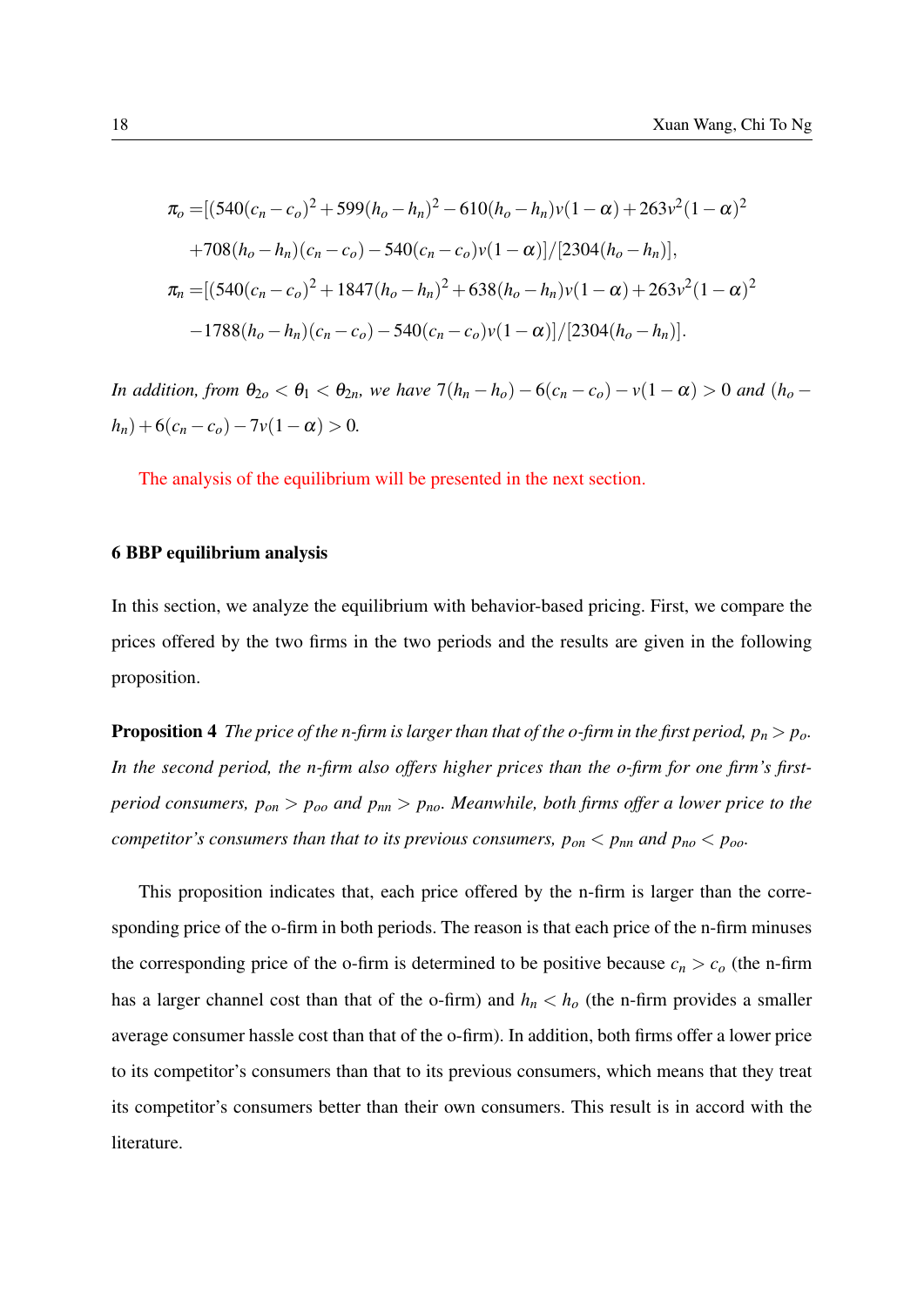$$
\begin{aligned}
\pi_o =&[(540(c_n-c_o)^2+599(h_o-h_n)^2-610(h_o-h_n)v(1-\alpha)+263v^2(1-\alpha)^2 \\
&+708(h_o-h_n)(c_n-c_o)-540(c_n-c_o)v(1-\alpha)]/[2304(h_o-h_n)], \\
\pi_n =&[(540(c_n-c_o)^2+1847(h_o-h_n)^2+638(h_o-h_n)v(1-\alpha)+263v^2(1-\alpha)^2 \\
&-1788(h_o-h_n)(c_n-c_o)-540(c_n-c_o)v(1-\alpha)]/[2304(h_o-h_n)].
\end{aligned}
$$

*In addition, from $\theta_{2o} < \theta_1 < \theta_{2n}$, we have $7(h_n-h_o)-6(c_n-c_o)-v(1-\alpha) > 0$ and $(h_o-h_n)+6(c_n-c_o)-7v(1-\alpha) > 0$.*

The analysis of the equilibrium will be presented in the next section.

## 6 BBP equilibrium analysis

In this section, we analyze the equilibrium with behavior-based pricing. First, we compare the prices offered by the two firms in the two periods and the results are given in the following proposition.

**Proposition 4** *The price of the n-firm is larger than that of the o-firm in the first period, $p_n > p_o$. In the second period, the n-firm also offers higher prices than the o-firm for one firm's first-period consumers, $p_{on} > p_{oo}$ and $p_{nn} > p_{no}$. Meanwhile, both firms offer a lower price to the competitor's consumers than that to its previous consumers, $p_{on} < p_{nn}$ and $p_{no} < p_{oo}$.*

This proposition indicates that, each price offered by the n-firm is larger than the corresponding price of the o-firm in both periods. The reason is that each price of the n-firm minuses the corresponding price of the o-firm is determined to be positive because $c_n > c_o$ (the n-firm has a larger channel cost than that of the o-firm) and $h_n < h_o$ (the n-firm provides a smaller average consumer hassle cost than that of the o-firm). In addition, both firms offer a lower price to its competitor's consumers than that to its previous consumers, which means that they treat its competitor's consumers better than their own consumers. This result is in accord with the literature.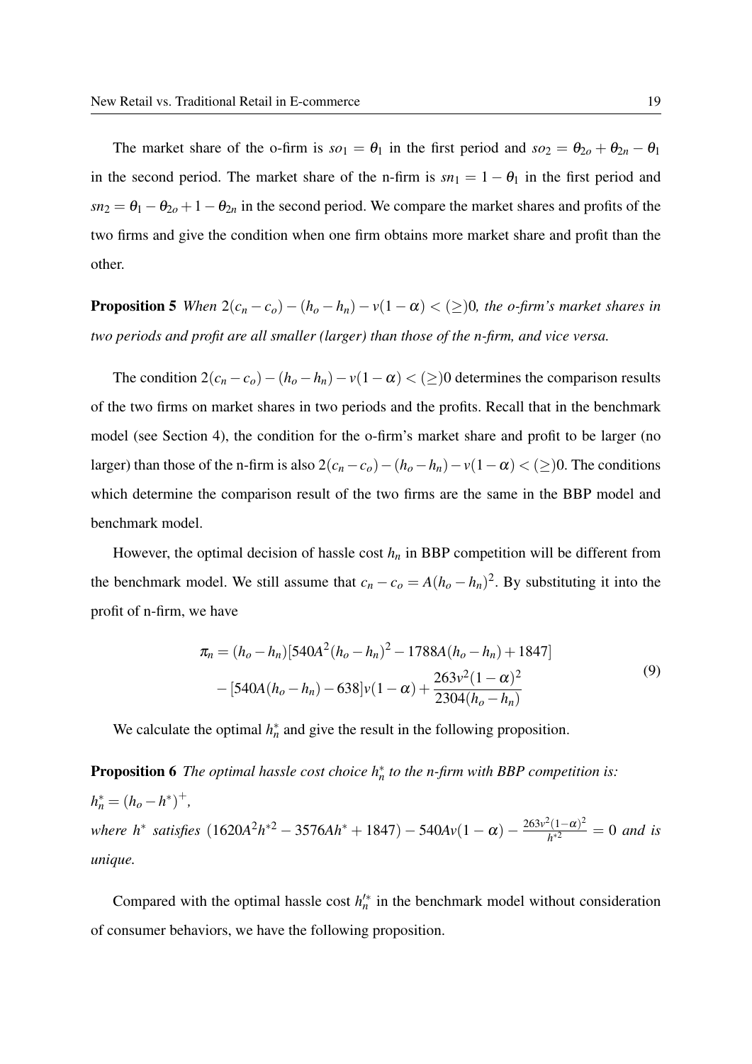The market share of the o-firm is $so_1 = \theta_1$ in the first period and $so_2 = \theta_{2o} + \theta_{2n} - \theta_1$ in the second period. The market share of the n-firm is $sn_1 = 1 - \theta_1$ in the first period and $sn_2 = \theta_1 - \theta_{2o} + 1 - \theta_{2n}$ in the second period. We compare the market shares and profits of the two firms and give the condition when one firm obtains more market share and profit than the other.

**Proposition 5** *When $2(c_n - c_o) - (h_o - h_n) - v(1-\alpha) < (\geq) 0$, the o-firm's market shares in two periods and profit are all smaller (larger) than those of the n-firm, and vice versa.*

The condition $2(c_n - c_o) - (h_o - h_n) - v(1-\alpha) < (\geq) 0$ determines the comparison results of the two firms on market shares in two periods and the profits. Recall that in the benchmark model (see Section 4), the condition for the o-firm's market share and profit to be larger (no larger) than those of the n-firm is also $2(c_n - c_o) - (h_o - h_n) - v(1-\alpha) < (\geq) 0$. The conditions which determine the comparison result of the two firms are the same in the BBP model and benchmark model.

However, the optimal decision of hassle cost $h_n$ in BBP competition will be different from the benchmark model. We still assume that $c_n - c_o = A(h_o - h_n)^2$. By substituting it into the profit of n-firm, we have

$$
\begin{aligned}
\pi_n = &(h_o - h_n)[540A^2(h_o - h_n)^2 - 1788A(h_o - h_n) + 1847] \\
&- [540A(h_o - h_n) - 638]v(1-\alpha) + \frac{263v^2(1-\alpha)^2}{2304(h_o - h_n)}
\end{aligned}
\tag{9}
$$

We calculate the optimal $h_n^*$ and give the result in the following proposition.

**Proposition 6** *The optimal hassle cost choice $h_n^*$ to the n-firm with BBP competition is:*
$h_n^* = (h_o - h^*)^+$,
*where $h^*$ satisfies $(1620A^2h^{*2} - 3576Ah^* + 1847) - 540Av(1-\alpha) - \frac{263v^2(1-\alpha)^2}{h^{*2}} = 0$ and is unique.*

Compared with the optimal hassle cost $h_n'^*$ in the benchmark model without consideration of consumer behaviors, we have the following proposition.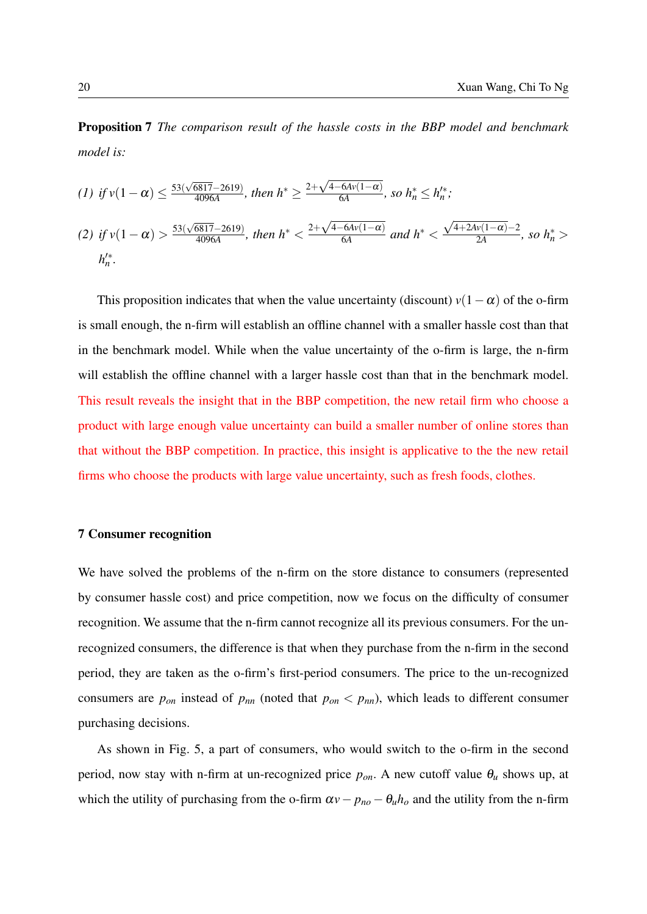**Proposition 7** *The comparison result of the hassle costs in the BBP model and benchmark model is:*

*(1) if* $v(1-\alpha) \leq \frac{53(\sqrt{6817}-2619)}{4096A}$*, then* $h^* \geq \frac{2+\sqrt{4-6Av(1-\alpha)}}{6A}$*, so* $h_n^* \leq h_n'^*$*;*

*(2) if* $v(1-\alpha) > \frac{53(\sqrt{6817}-2619)}{4096A}$*, then* $h^* < \frac{2+\sqrt{4-6Av(1-\alpha)}}{6A}$ *and* $h^* < \frac{\sqrt{4+2Av(1-\alpha)}-2}{2A}$*, so* $h_n^* > h_n'^*$*.*

This proposition indicates that when the value uncertainty (discount) $v(1-\alpha)$ of the o-firm is small enough, the n-firm will establish an offline channel with a smaller hassle cost than that in the benchmark model. While when the value uncertainty of the o-firm is large, the n-firm will establish the offline channel with a larger hassle cost than that in the benchmark model. This result reveals the insight that in the BBP competition, the new retail firm who choose a product with large enough value uncertainty can build a smaller number of online stores than that without the BBP competition. In practice, this insight is applicative to the the new retail firms who choose the products with large value uncertainty, such as fresh foods, clothes.

## 7 Consumer recognition

We have solved the problems of the n-firm on the store distance to consumers (represented by consumer hassle cost) and price competition, now we focus on the difficulty of consumer recognition. We assume that the n-firm cannot recognize all its previous consumers. For the un-recognized consumers, the difference is that when they purchase from the n-firm in the second period, they are taken as the o-firm's first-period consumers. The price to the un-recognized consumers are $p_{on}$ instead of $p_{nn}$ (noted that $p_{on} < p_{nn}$), which leads to different consumer purchasing decisions.

As shown in Fig. 5, a part of consumers, who would switch to the o-firm in the second period, now stay with n-firm at un-recognized price $p_{on}$. A new cutoff value $\theta_u$ shows up, at which the utility of purchasing from the o-firm $\alpha v - p_{no} - \theta_u h_o$ and the utility from the n-firm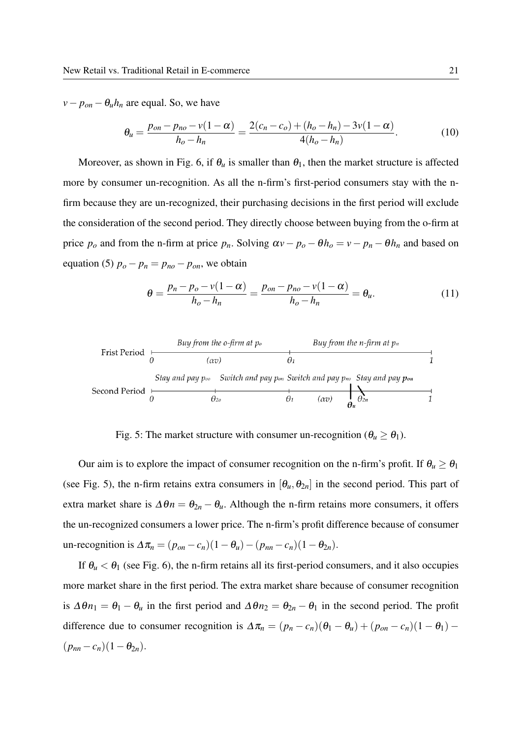$v - p_{on} - \theta_u h_n$ are equal. So, we have

$$\theta_u = \frac{p_{on} - p_{no} - v(1-\alpha)}{h_o - h_n} = \frac{2(c_n - c_o) + (h_o - h_n) - 3v(1-\alpha)}{4(h_o - h_n)}. \tag{10}$$

Moreover, as shown in Fig. 6, if $\theta_u$ is smaller than $\theta_1$, then the market structure is affected more by consumer un-recognition. As all the n-firm's first-period consumers stay with the n-firm because they are un-recognized, their purchasing decisions in the first period will exclude the consideration of the second period. They directly choose between buying from the o-firm at price $p_o$ and from the n-firm at price $p_n$. Solving $\alpha v - p_o - \theta h_o = v - p_n - \theta h_n$ and based on equation (5) $p_o - p_n = p_{no} - p_{on}$, we obtain

$$\theta = \frac{p_n - p_o - v(1-\alpha)}{h_o - h_n} = \frac{p_{on} - p_{no} - v(1-\alpha)}{h_o - h_n} = \theta_u. \tag{11}$$

Frist Period: Buy from the o-firm at $p_o$ on $[0, \theta_1]$ ($\alpha v$); Buy from the n-firm at $p_n$ on $[\theta_1, 1]$.

Second Period: Stay and pay $p_{oo}$ on $[0, \theta_{2o}]$; Switch and pay $p_{on}$ on $[\theta_{2o}, \theta_1]$; Switch and pay $p_{no}$ on $[\theta_1, \theta_u]$ ($\alpha v$); Stay and pay $p_{on}$ on $[\theta_u, 1]$ ($\theta_{2n}$ crossed out).

Fig. 5: The market structure with consumer un-recognition ($\theta_u \geq \theta_1$).

Our aim is to explore the impact of consumer recognition on the n-firm's profit. If $\theta_u \geq \theta_1$ (see Fig. 5), the n-firm retains extra consumers in $[\theta_u, \theta_{2n}]$ in the second period. This part of extra market share is $\Delta\theta n = \theta_{2n} - \theta_u$. Although the n-firm retains more consumers, it offers the un-recognized consumers a lower price. The n-firm's profit difference because of consumer un-recognition is $\Delta\pi_n = (p_{on} - c_n)(1 - \theta_u) - (p_{nn} - c_n)(1 - \theta_{2n})$.

If $\theta_u < \theta_1$ (see Fig. 6), the n-firm retains all its first-period consumers, and it also occupies more market share in the first period. The extra market share because of consumer recognition is $\Delta\theta n_1 = \theta_1 - \theta_u$ in the first period and $\Delta\theta n_2 = \theta_{2n} - \theta_1$ in the second period. The profit difference due to consumer recognition is $\Delta\pi_n = (p_n - c_n)(\theta_1 - \theta_u) + (p_{on} - c_n)(1 - \theta_1) - (p_{nn} - c_n)(1 - \theta_{2n})$.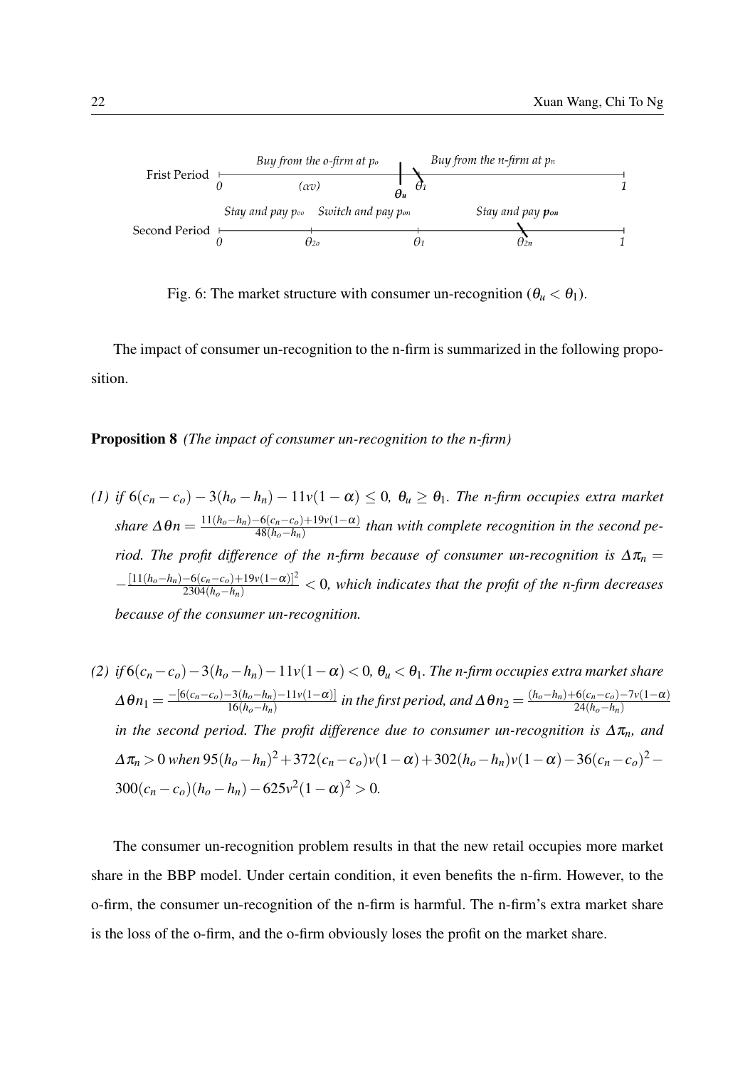Fig. 6: The market structure with consumer un-recognition ($\theta_u < \theta_1$).

The impact of consumer un-recognition to the n-firm is summarized in the following proposition.

**Proposition 8** *(The impact of consumer un-recognition to the n-firm)*

*(1) if $6(c_n - c_o) - 3(h_o - h_n) - 11v(1-\alpha) \leq 0$, $\theta_u \geq \theta_1$. The n-firm occupies extra market share $\Delta\theta n = \frac{11(h_o-h_n)-6(c_n-c_o)+19v(1-\alpha)}{48(h_o-h_n)}$ than with complete recognition in the second period. The profit difference of the n-firm because of consumer un-recognition is $\Delta\pi_n = -\frac{[11(h_o-h_n)-6(c_n-c_o)+19v(1-\alpha)]^2}{2304(h_o-h_n)} < 0$, which indicates that the profit of the n-firm decreases because of the consumer un-recognition.*

*(2) if $6(c_n - c_o) - 3(h_o - h_n) - 11v(1-\alpha) < 0$, $\theta_u < \theta_1$. The n-firm occupies extra market share $\Delta\theta n_1 = \frac{-[6(c_n-c_o)-3(h_o-h_n)-11v(1-\alpha)]}{16(h_o-h_n)}$ in the first period, and $\Delta\theta n_2 = \frac{(h_o-h_n)+6(c_n-c_o)-7v(1-\alpha)}{24(h_o-h_n)}$ in the second period. The profit difference due to consumer un-recognition is $\Delta\pi_n$, and $\Delta\pi_n > 0$ when $95(h_o-h_n)^2 + 372(c_n-c_o)v(1-\alpha) + 302(h_o-h_n)v(1-\alpha) - 36(c_n-c_o)^2 - 300(c_n-c_o)(h_o-h_n) - 625v^2(1-\alpha)^2 > 0$.*

The consumer un-recognition problem results in that the new retail occupies more market share in the BBP model. Under certain condition, it even benefits the n-firm. However, to the o-firm, the consumer un-recognition of the n-firm is harmful. The n-firm's extra market share is the loss of the o-firm, and the o-firm obviously loses the profit on the market share.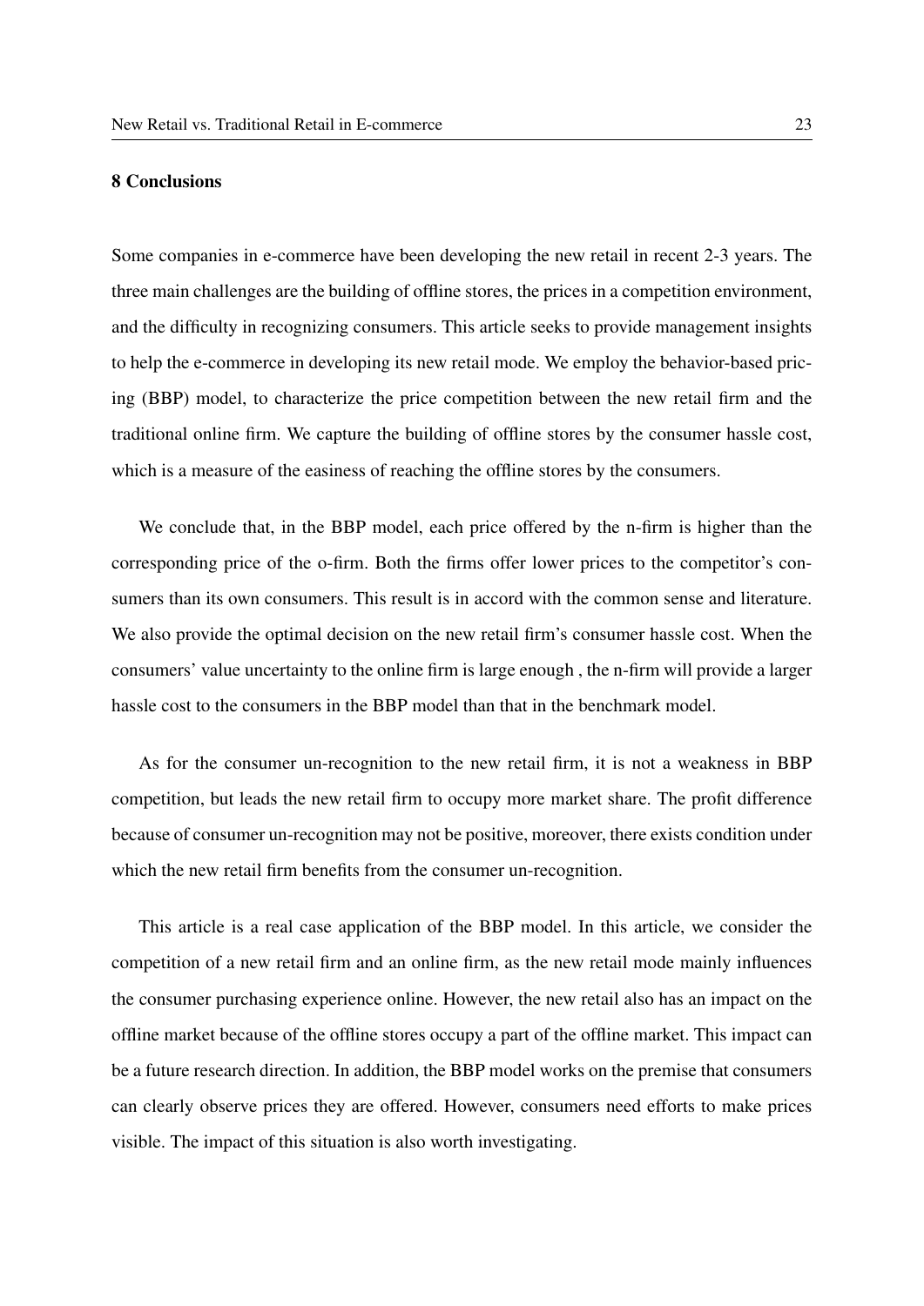## 8 Conclusions

Some companies in e-commerce have been developing the new retail in recent 2-3 years. The three main challenges are the building of offline stores, the prices in a competition environment, and the difficulty in recognizing consumers. This article seeks to provide management insights to help the e-commerce in developing its new retail mode. We employ the behavior-based pricing (BBP) model, to characterize the price competition between the new retail firm and the traditional online firm. We capture the building of offline stores by the consumer hassle cost, which is a measure of the easiness of reaching the offline stores by the consumers.

We conclude that, in the BBP model, each price offered by the n-firm is higher than the corresponding price of the o-firm. Both the firms offer lower prices to the competitor's consumers than its own consumers. This result is in accord with the common sense and literature. We also provide the optimal decision on the new retail firm's consumer hassle cost. When the consumers' value uncertainty to the online firm is large enough , the n-firm will provide a larger hassle cost to the consumers in the BBP model than that in the benchmark model.

As for the consumer un-recognition to the new retail firm, it is not a weakness in BBP competition, but leads the new retail firm to occupy more market share. The profit difference because of consumer un-recognition may not be positive, moreover, there exists condition under which the new retail firm benefits from the consumer un-recognition.

This article is a real case application of the BBP model. In this article, we consider the competition of a new retail firm and an online firm, as the new retail mode mainly influences the consumer purchasing experience online. However, the new retail also has an impact on the offline market because of the offline stores occupy a part of the offline market. This impact can be a future research direction. In addition, the BBP model works on the premise that consumers can clearly observe prices they are offered. However, consumers need efforts to make prices visible. The impact of this situation is also worth investigating.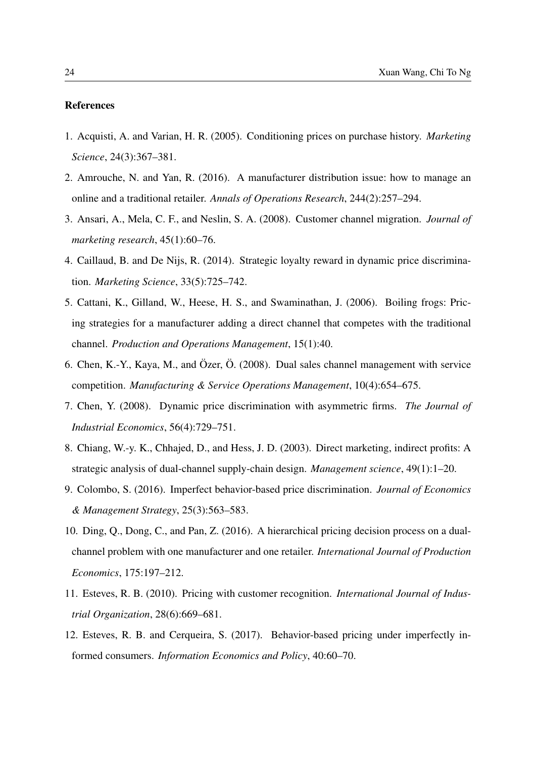### References

1. Acquisti, A. and Varian, H. R. (2005). Conditioning prices on purchase history. *Marketing Science*, 24(3):367–381.
2. Amrouche, N. and Yan, R. (2016). A manufacturer distribution issue: how to manage an online and a traditional retailer. *Annals of Operations Research*, 244(2):257–294.
3. Ansari, A., Mela, C. F., and Neslin, S. A. (2008). Customer channel migration. *Journal of marketing research*, 45(1):60–76.
4. Caillaud, B. and De Nijs, R. (2014). Strategic loyalty reward in dynamic price discrimination. *Marketing Science*, 33(5):725–742.
5. Cattani, K., Gilland, W., Heese, H. S., and Swaminathan, J. (2006). Boiling frogs: Pricing strategies for a manufacturer adding a direct channel that competes with the traditional channel. *Production and Operations Management*, 15(1):40.
6. Chen, K.-Y., Kaya, M., and Özer, Ö. (2008). Dual sales channel management with service competition. *Manufacturing & Service Operations Management*, 10(4):654–675.
7. Chen, Y. (2008). Dynamic price discrimination with asymmetric firms. *The Journal of Industrial Economics*, 56(4):729–751.
8. Chiang, W.-y. K., Chhajed, D., and Hess, J. D. (2003). Direct marketing, indirect profits: A strategic analysis of dual-channel supply-chain design. *Management science*, 49(1):1–20.
9. Colombo, S. (2016). Imperfect behavior-based price discrimination. *Journal of Economics & Management Strategy*, 25(3):563–583.
10. Ding, Q., Dong, C., and Pan, Z. (2016). A hierarchical pricing decision process on a dual-channel problem with one manufacturer and one retailer. *International Journal of Production Economics*, 175:197–212.
11. Esteves, R. B. (2010). Pricing with customer recognition. *International Journal of Industrial Organization*, 28(6):669–681.
12. Esteves, R. B. and Cerqueira, S. (2017). Behavior-based pricing under imperfectly informed consumers. *Information Economics and Policy*, 40:60–70.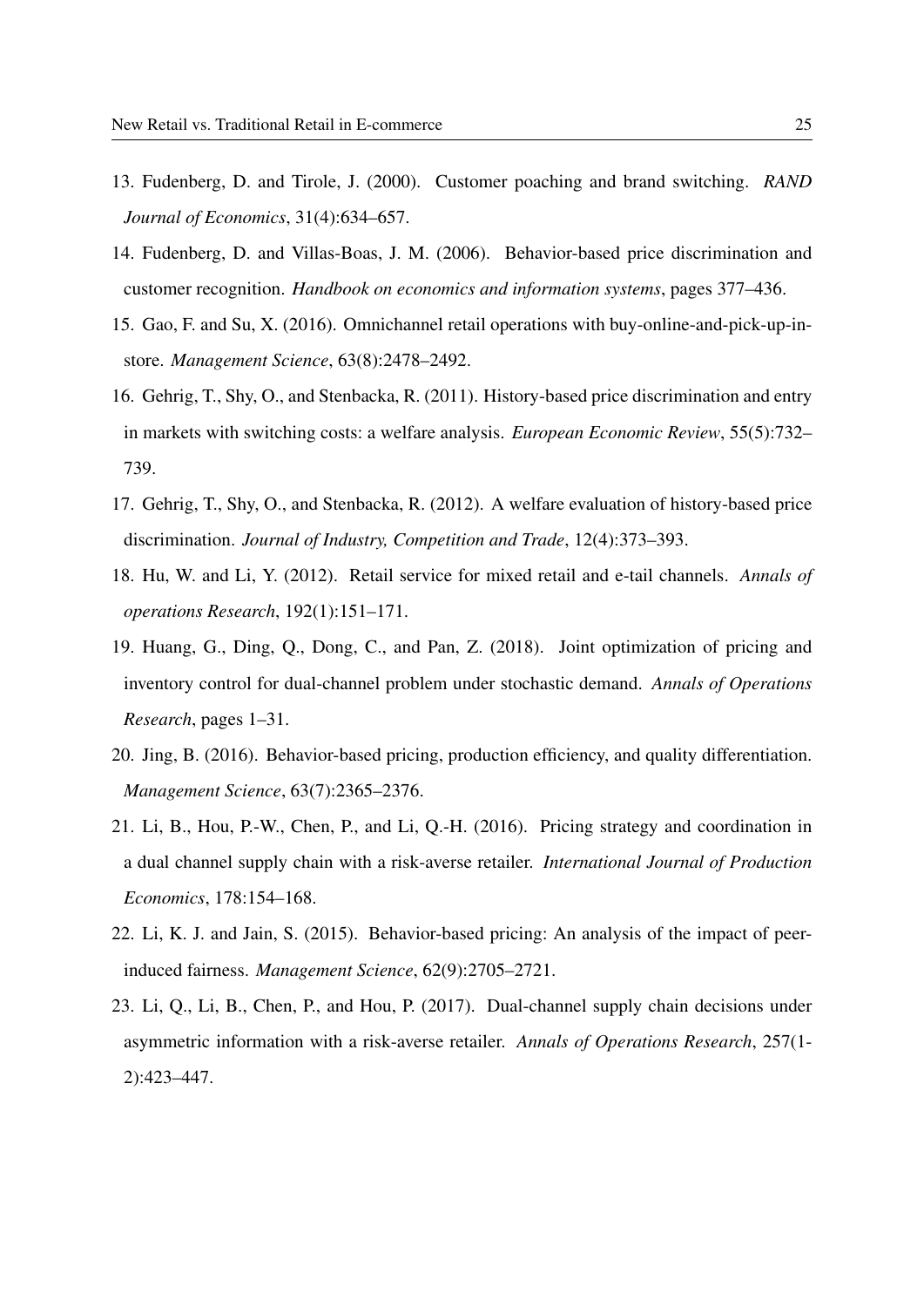13. Fudenberg, D. and Tirole, J. (2000). Customer poaching and brand switching. *RAND Journal of Economics*, 31(4):634–657.
14. Fudenberg, D. and Villas-Boas, J. M. (2006). Behavior-based price discrimination and customer recognition. *Handbook on economics and information systems*, pages 377–436.
15. Gao, F. and Su, X. (2016). Omnichannel retail operations with buy-online-and-pick-up-in-store. *Management Science*, 63(8):2478–2492.
16. Gehrig, T., Shy, O., and Stenbacka, R. (2011). History-based price discrimination and entry in markets with switching costs: a welfare analysis. *European Economic Review*, 55(5):732–739.
17. Gehrig, T., Shy, O., and Stenbacka, R. (2012). A welfare evaluation of history-based price discrimination. *Journal of Industry, Competition and Trade*, 12(4):373–393.
18. Hu, W. and Li, Y. (2012). Retail service for mixed retail and e-tail channels. *Annals of operations Research*, 192(1):151–171.
19. Huang, G., Ding, Q., Dong, C., and Pan, Z. (2018). Joint optimization of pricing and inventory control for dual-channel problem under stochastic demand. *Annals of Operations Research*, pages 1–31.
20. Jing, B. (2016). Behavior-based pricing, production efficiency, and quality differentiation. *Management Science*, 63(7):2365–2376.
21. Li, B., Hou, P.-W., Chen, P., and Li, Q.-H. (2016). Pricing strategy and coordination in a dual channel supply chain with a risk-averse retailer. *International Journal of Production Economics*, 178:154–168.
22. Li, K. J. and Jain, S. (2015). Behavior-based pricing: An analysis of the impact of peer-induced fairness. *Management Science*, 62(9):2705–2721.
23. Li, Q., Li, B., Chen, P., and Hou, P. (2017). Dual-channel supply chain decisions under asymmetric information with a risk-averse retailer. *Annals of Operations Research*, 257(1-2):423–447.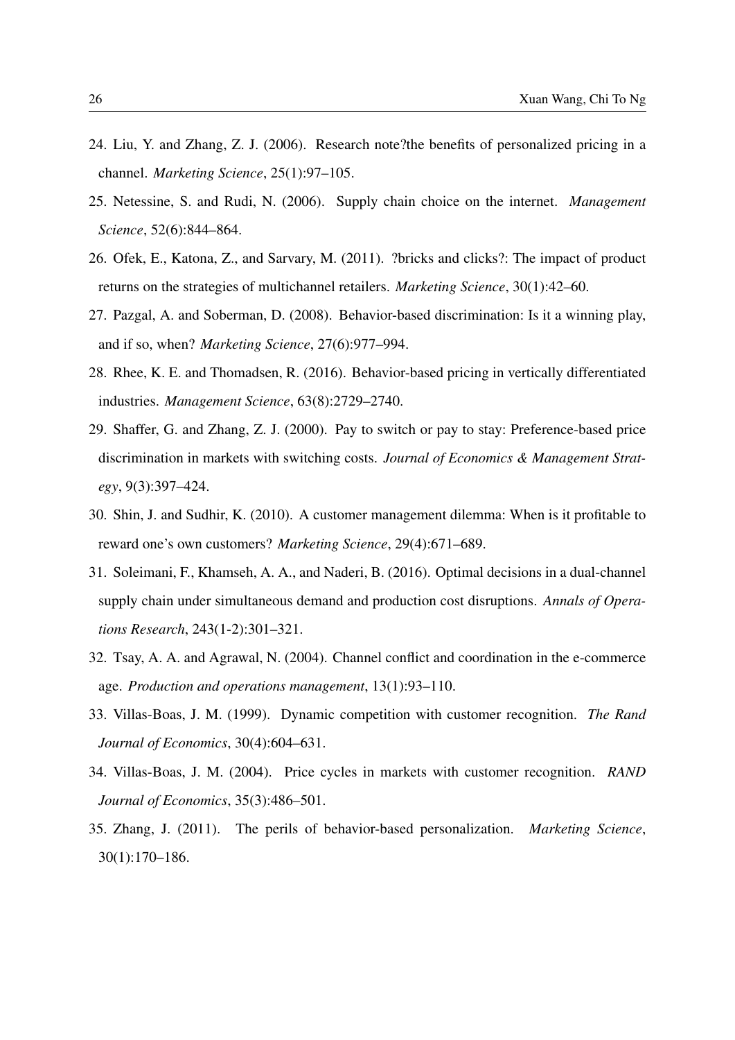24. Liu, Y. and Zhang, Z. J. (2006). Research note?the benefits of personalized pricing in a channel. *Marketing Science*, 25(1):97–105.

25. Netessine, S. and Rudi, N. (2006). Supply chain choice on the internet. *Management Science*, 52(6):844–864.

26. Ofek, E., Katona, Z., and Sarvary, M. (2011). ?bricks and clicks?: The impact of product returns on the strategies of multichannel retailers. *Marketing Science*, 30(1):42–60.

27. Pazgal, A. and Soberman, D. (2008). Behavior-based discrimination: Is it a winning play, and if so, when? *Marketing Science*, 27(6):977–994.

28. Rhee, K. E. and Thomadsen, R. (2016). Behavior-based pricing in vertically differentiated industries. *Management Science*, 63(8):2729–2740.

29. Shaffer, G. and Zhang, Z. J. (2000). Pay to switch or pay to stay: Preference-based price discrimination in markets with switching costs. *Journal of Economics & Management Strategy*, 9(3):397–424.

30. Shin, J. and Sudhir, K. (2010). A customer management dilemma: When is it profitable to reward one's own customers? *Marketing Science*, 29(4):671–689.

31. Soleimani, F., Khamseh, A. A., and Naderi, B. (2016). Optimal decisions in a dual-channel supply chain under simultaneous demand and production cost disruptions. *Annals of Operations Research*, 243(1-2):301–321.

32. Tsay, A. A. and Agrawal, N. (2004). Channel conflict and coordination in the e-commerce age. *Production and operations management*, 13(1):93–110.

33. Villas-Boas, J. M. (1999). Dynamic competition with customer recognition. *The Rand Journal of Economics*, 30(4):604–631.

34. Villas-Boas, J. M. (2004). Price cycles in markets with customer recognition. *RAND Journal of Economics*, 35(3):486–501.

35. Zhang, J. (2011). The perils of behavior-based personalization. *Marketing Science*, 30(1):170–186.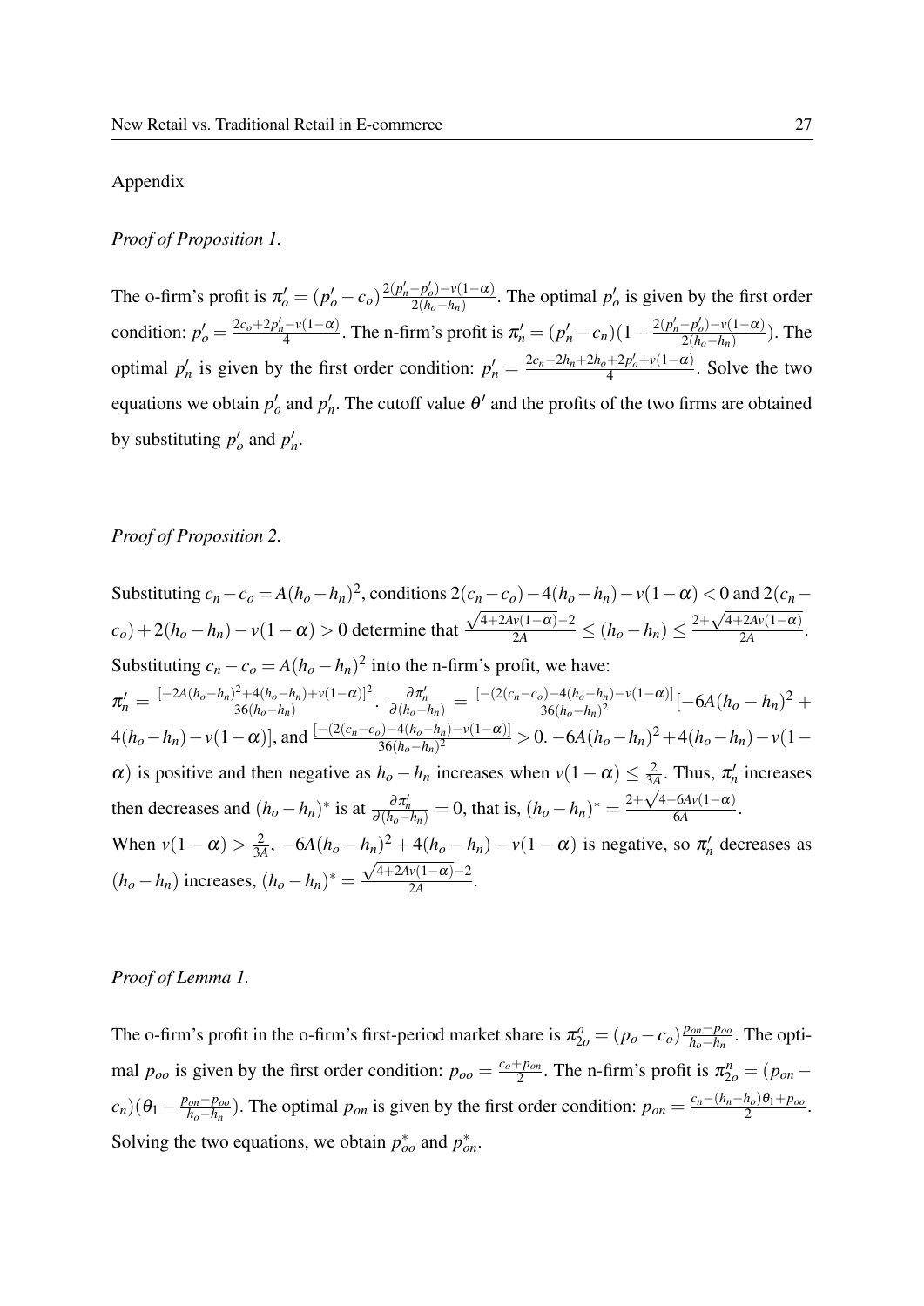Appendix

*Proof of Proposition 1.*

The o-firm's profit is $\pi_o' = (p_o' - c_o)\frac{2(p_n' - p_o') - v(1-\alpha)}{2(h_o - h_n)}$. The optimal $p_o'$ is given by the first order condition: $p_o' = \frac{2c_o + 2p_n' - v(1-\alpha)}{4}$. The n-firm's profit is $\pi_n' = (p_n' - c_n)(1 - \frac{2(p_n' - p_o') - v(1-\alpha)}{2(h_o - h_n)})$. The optimal $p_n'$ is given by the first order condition: $p_n' = \frac{2c_n - 2h_n + 2h_o + 2p_o' + v(1-\alpha)}{4}$. Solve the two equations we obtain $p_o'$ and $p_n'$. The cutoff value $\theta'$ and the profits of the two firms are obtained by substituting $p_o'$ and $p_n'$.

*Proof of Proposition 2.*

Substituting $c_n - c_o = A(h_o - h_n)^2$, conditions $2(c_n - c_o) - 4(h_o - h_n) - v(1-\alpha) < 0$ and $2(c_n - c_o) + 2(h_o - h_n) - v(1-\alpha) > 0$ determine that $\frac{\sqrt{4+2Av(1-\alpha)}-2}{2A} \leq (h_o - h_n) \leq \frac{2+\sqrt{4+2Av(1-\alpha)}}{2A}$.
Substituting $c_n - c_o = A(h_o - h_n)^2$ into the n-firm's profit, we have:
$\pi_n' = \frac{[-2A(h_o-h_n)^2 + 4(h_o-h_n) + v(1-\alpha)]^2}{36(h_o-h_n)}$. $\frac{\partial \pi_n'}{\partial (h_o-h_n)} = \frac{[-(2(c_n-c_o) - 4(h_o-h_n) - v(1-\alpha)]}{36(h_o-h_n)^2}[-6A(h_o-h_n)^2 + 4(h_o-h_n) - v(1-\alpha)]$, and $\frac{[-(2(c_n-c_o) - 4(h_o-h_n) - v(1-\alpha)]}{36(h_o-h_n)^2} > 0$. $-6A(h_o-h_n)^2 + 4(h_o-h_n) - v(1-\alpha)$ is positive and then negative as $h_o - h_n$ increases when $v(1-\alpha) \leq \frac{2}{3A}$. Thus, $\pi_n'$ increases then decreases and $(h_o - h_n)^*$ is at $\frac{\partial \pi_n'}{\partial (h_o-h_n)} = 0$, that is, $(h_o-h_n)^* = \frac{2+\sqrt{4-6Av(1-\alpha)}}{6A}$.
When $v(1-\alpha) > \frac{2}{3A}$, $-6A(h_o-h_n)^2 + 4(h_o-h_n) - v(1-\alpha)$ is negative, so $\pi_n'$ decreases as $(h_o - h_n)$ increases, $(h_o-h_n)^* = \frac{\sqrt{4+2Av(1-\alpha)}-2}{2A}$.

*Proof of Lemma 1.*

The o-firm's profit in the o-firm's first-period market share is $\pi_{2o}^o = (p_o - c_o)\frac{p_{on} - p_{oo}}{h_o - h_n}$. The optimal $p_{oo}$ is given by the first order condition: $p_{oo} = \frac{c_o + p_{on}}{2}$. The n-firm's profit is $\pi_{2o}^n = (p_{on} - c_n)(\theta_1 - \frac{p_{on} - p_{oo}}{h_o - h_n})$. The optimal $p_{on}$ is given by the first order condition: $p_{on} = \frac{c_n - (h_n - h_o)\theta_1 + p_{oo}}{2}$. Solving the two equations, we obtain $p_{oo}^*$ and $p_{on}^*$.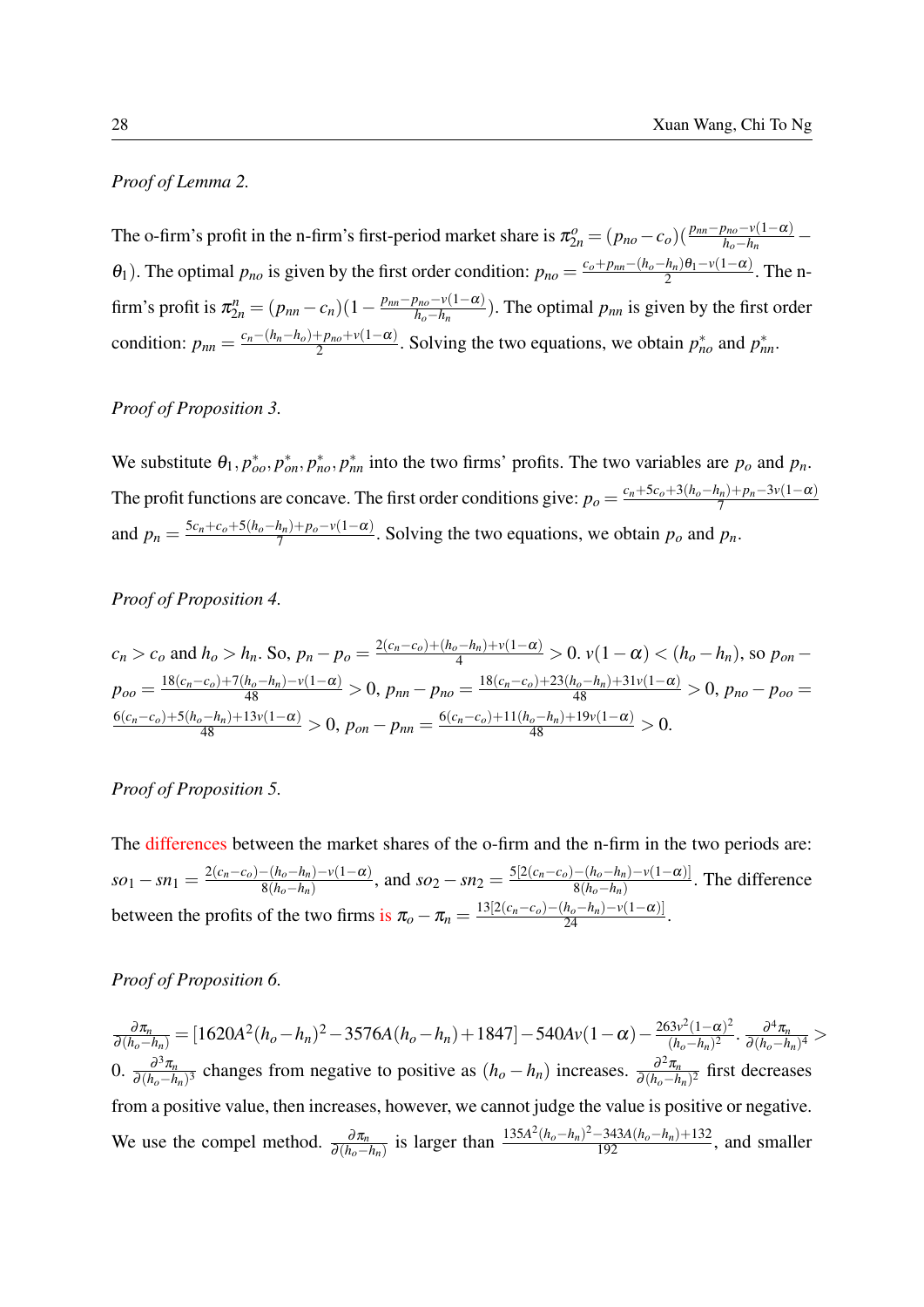*Proof of Lemma 2.*

The o-firm's profit in the n-firm's first-period market share is $\pi_{2n}^{o} = (p_{no} - c_o)(\frac{p_{nn} - p_{no} - v(1-\alpha)}{h_o - h_n} - \theta_1)$. The optimal $p_{no}$ is given by the first order condition: $p_{no} = \frac{c_o + p_{nn} - (h_o - h_n)\theta_1 - v(1-\alpha)}{2}$. The n-firm's profit is $\pi_{2n}^{n} = (p_{nn} - c_n)(1 - \frac{p_{nn} - p_{no} - v(1-\alpha)}{h_o - h_n})$. The optimal $p_{nn}$ is given by the first order condition: $p_{nn} = \frac{c_n - (h_n - h_o) + p_{no} + v(1-\alpha)}{2}$. Solving the two equations, we obtain $p_{no}^{*}$ and $p_{nn}^{*}$.

*Proof of Proposition 3.*

We substitute $\theta_1, p_{oo}^{*}, p_{on}^{*}, p_{no}^{*}, p_{nn}^{*}$ into the two firms' profits. The two variables are $p_o$ and $p_n$. The profit functions are concave. The first order conditions give: $p_o = \frac{c_n + 5c_o + 3(h_o - h_n) + p_n - 3v(1-\alpha)}{7}$ and $p_n = \frac{5c_n + c_o + 5(h_o - h_n) + p_o - v(1-\alpha)}{7}$. Solving the two equations, we obtain $p_o$ and $p_n$.

*Proof of Proposition 4.*

$c_n > c_o$ and $h_o > h_n$. So, $p_n - p_o = \frac{2(c_n - c_o) + (h_o - h_n) + v(1-\alpha)}{4} > 0$. $v(1-\alpha) < (h_o - h_n)$, so $p_{on} - p_{oo} = \frac{18(c_n - c_o) + 7(h_o - h_n) - v(1-\alpha)}{48} > 0$, $p_{nn} - p_{no} = \frac{18(c_n - c_o) + 23(h_o - h_n) + 31v(1-\alpha)}{48} > 0$, $p_{no} - p_{oo} = \frac{6(c_n - c_o) + 5(h_o - h_n) + 13v(1-\alpha)}{48} > 0$, $p_{on} - p_{nn} = \frac{6(c_n - c_o) + 11(h_o - h_n) + 19v(1-\alpha)}{48} > 0$.

*Proof of Proposition 5.*

The differences between the market shares of the o-firm and the n-firm in the two periods are: $so_1 - sn_1 = \frac{2(c_n - c_o) - (h_o - h_n) - v(1-\alpha)}{8(h_o - h_n)}$, and $so_2 - sn_2 = \frac{5[2(c_n - c_o) - (h_o - h_n) - v(1-\alpha)]}{8(h_o - h_n)}$. The difference between the profits of the two firms is $\pi_o - \pi_n = \frac{13[2(c_n - c_o) - (h_o - h_n) - v(1-\alpha)]}{24}$.

*Proof of Proposition 6.*

$\frac{\partial \pi_n}{\partial (h_o - h_n)} = [1620A^2(h_o - h_n)^2 - 3576A(h_o - h_n) + 1847] - 540Av(1-\alpha) - \frac{263v^2(1-\alpha)^2}{(h_o - h_n)^2}$. $\frac{\partial^4 \pi_n}{\partial (h_o - h_n)^4} > 0$. $\frac{\partial^3 \pi_n}{\partial (h_o - h_n)^3}$ changes from negative to positive as $(h_o - h_n)$ increases. $\frac{\partial^2 \pi_n}{\partial (h_o - h_n)^2}$ first decreases from a positive value, then increases, however, we cannot judge the value is positive or negative. We use the compel method. $\frac{\partial \pi_n}{\partial (h_o - h_n)}$ is larger than $\frac{135A^2(h_o - h_n)^2 - 343A(h_o - h_n) + 132}{192}$, and smaller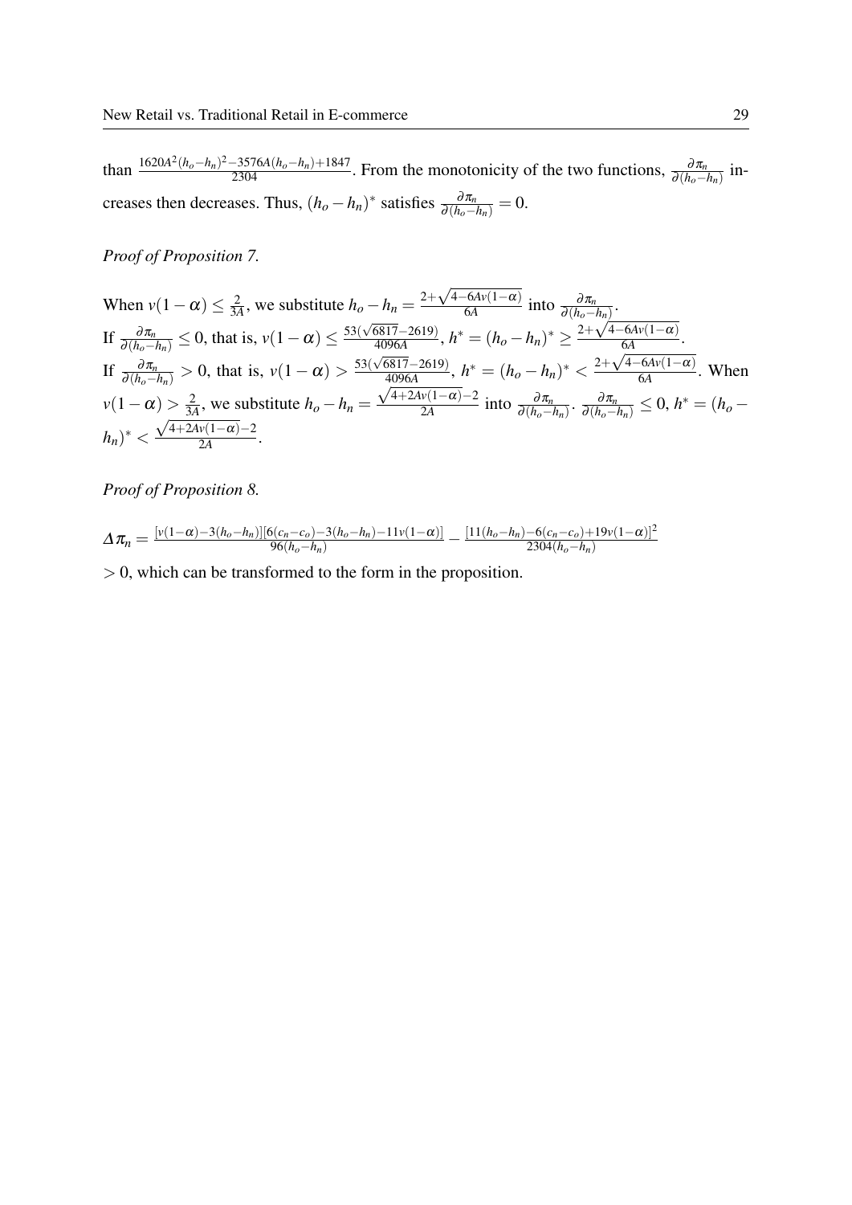than $\frac{1620A^2(h_o-h_n)^2-3576A(h_o-h_n)+1847}{2304}$. From the monotonicity of the two functions, $\frac{\partial \pi_n}{\partial (h_o-h_n)}$ increases then decreases. Thus, $(h_o-h_n)^*$ satisfies $\frac{\partial \pi_n}{\partial (h_o-h_n)}=0$.

*Proof of Proposition 7.*

When $v(1-\alpha) \leq \frac{2}{3A}$, we substitute $h_o-h_n=\frac{2+\sqrt{4-6Av(1-\alpha)}}{6A}$ into $\frac{\partial \pi_n}{\partial (h_o-h_n)}$.
If $\frac{\partial \pi_n}{\partial (h_o-h_n)} \leq 0$, that is, $v(1-\alpha) \leq \frac{53(\sqrt{6817}-2619)}{4096A}$, $h^*=(h_o-h_n)^* \geq \frac{2+\sqrt{4-6Av(1-\alpha)}}{6A}$.
If $\frac{\partial \pi_n}{\partial (h_o-h_n)} > 0$, that is, $v(1-\alpha) > \frac{53(\sqrt{6817}-2619)}{4096A}$, $h^*=(h_o-h_n)^* < \frac{2+\sqrt{4-6Av(1-\alpha)}}{6A}$. When $v(1-\alpha) > \frac{2}{3A}$, we substitute $h_o-h_n=\frac{\sqrt{4+2Av(1-\alpha)}-2}{2A}$ into $\frac{\partial \pi_n}{\partial (h_o-h_n)}$. $\frac{\partial \pi_n}{\partial (h_o-h_n)} \leq 0$, $h^*=(h_o-h_n)^* < \frac{\sqrt{4+2Av(1-\alpha)}-2}{2A}$.

*Proof of Proposition 8.*

$$\Delta\pi_n=\frac{[v(1-\alpha)-3(h_o-h_n)][6(c_n-c_o)-3(h_o-h_n)-11v(1-\alpha)]}{96(h_o-h_n)}-\frac{[11(h_o-h_n)-6(c_n-c_o)+19v(1-\alpha)]^2}{2304(h_o-h_n)}$$

$>0$, which can be transformed to the form in the proposition.